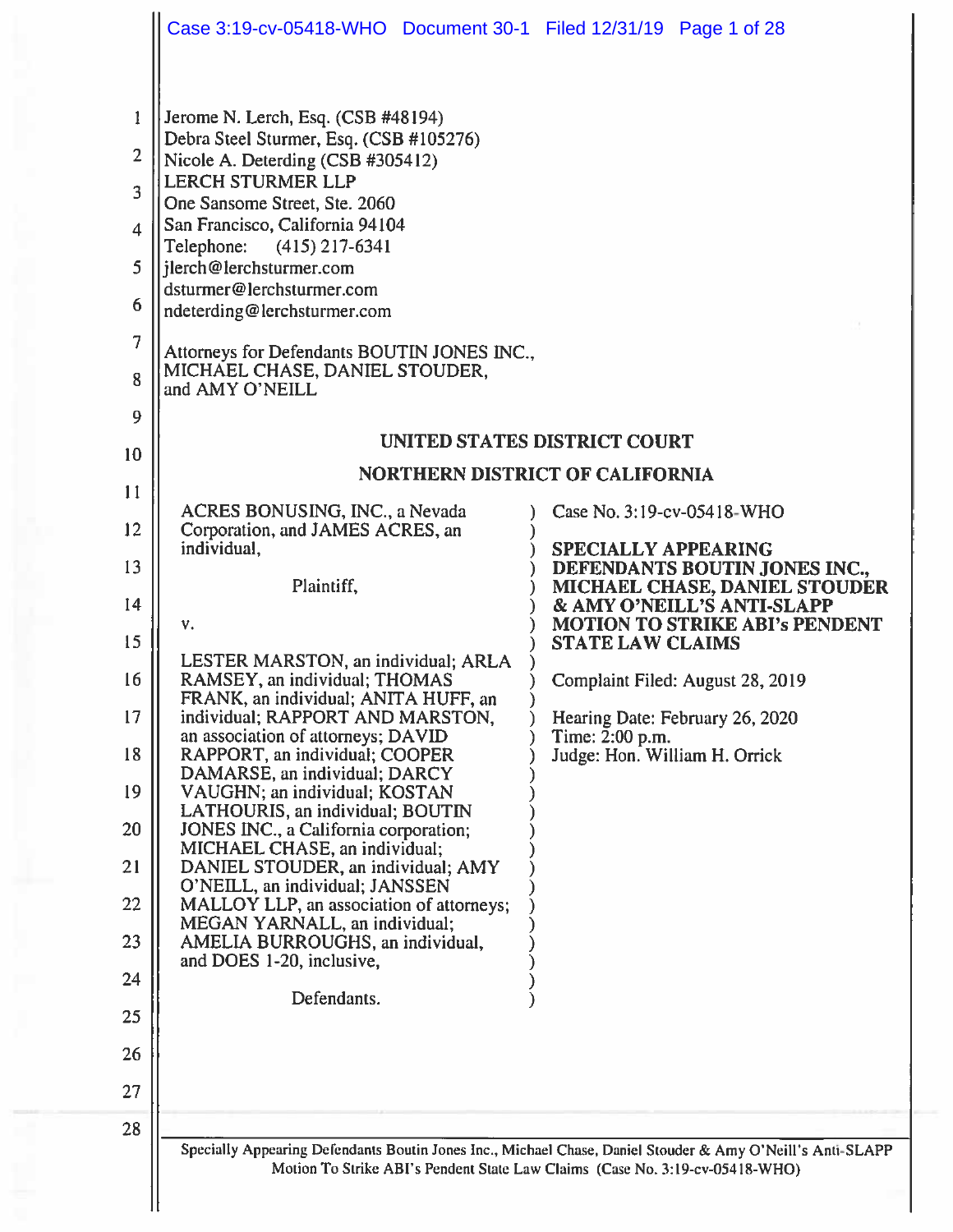Jerome N. Lerch, Esq. (CSB #48194)
Debra Steel Sturmer, Esq. (CSB #105276)
Nicole A. Deterding (CSB #305412)
LERCH STURMER LLP
One Sansome Street, Ste. 2060
San Francisco, California 94104
Telephone: (415) 217-6341
jlerch@lerchsturmer.com
dsturmer@lerchsturmer.com
ndeterding@lerchsturmer.com

Attorneys for Defendants BOUTIN JONES INC., MICHAEL CHASE, DANIEL STOUDER, and AMY O'NEILL

**UNITED STATES DISTRICT COURT**

**NORTHERN DISTRICT OF CALIFORNIA**

| | |
|---|---|
| ACRES BONUSING, INC., a Nevada Corporation, and JAMES ACRES, an individual,<br><br>Plaintiff,<br><br>v.<br><br>LESTER MARSTON, an individual; ARLA RAMSEY, an individual; THOMAS FRANK, an individual; ANITA HUFF, an individual; RAPPORT AND MARSTON, an association of attorneys; DAVID RAPPORT, an individual; COOPER DAMARSE, an individual; DARCY VAUGHN; an individual; KOSTAN LATHOURIS, an individual; BOUTIN JONES INC., a California corporation; MICHAEL CHASE, an individual; DANIEL STOUDER, an individual; AMY O'NEILL, an individual; JANSSEN MALLOY LLP, an association of attorneys; MEGAN YARNALL, an individual; AMELIA BURROUGHS, an individual, and DOES 1-20, inclusive,<br><br>Defendants. | Case No. 3:19-cv-05418-WHO<br><br>**SPECIALLY APPEARING DEFENDANTS BOUTIN JONES INC., MICHAEL CHASE, DANIEL STOUDER & AMY O'NEILL'S ANTI-SLAPP MOTION TO STRIKE ABI's PENDENT STATE LAW CLAIMS**<br><br>Complaint Filed: August 28, 2019<br><br>Hearing Date: February 26, 2020<br>Time: 2:00 p.m.<br>Judge: Hon. William H. Orrick |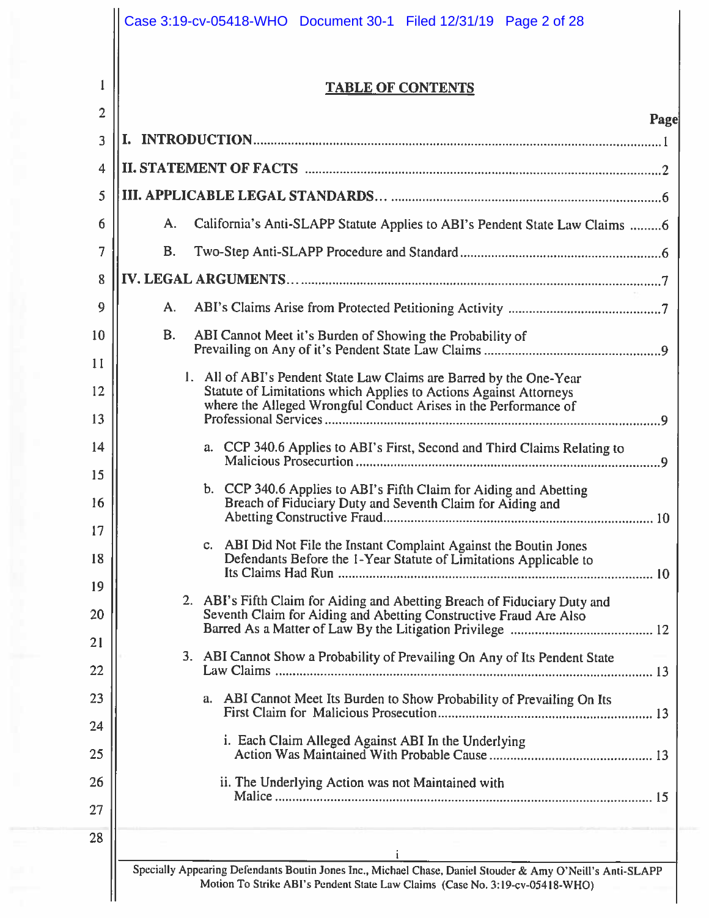# TABLE OF CONTENTS

| | Page |
|---|---|
| **I. INTRODUCTION** | 1 |
| **II. STATEMENT OF FACTS** | 2 |
| **III. APPLICABLE LEGAL STANDARDS…** | 6 |
| A. California's Anti-SLAPP Statute Applies to ABI's Pendent State Law Claims | 6 |
| B. Two-Step Anti-SLAPP Procedure and Standard | 6 |
| **IV. LEGAL ARGUMENTS…** | 7 |
| A. ABI's Claims Arise from Protected Petitioning Activity | 7 |
| B. ABI Cannot Meet it's Burden of Showing the Probability of Prevailing on Any of it's Pendent State Law Claims | 9 |
| 1. All of ABI's Pendent State Law Claims are Barred by the One-Year Statute of Limitations which Applies to Actions Against Attorneys where the Alleged Wrongful Conduct Arises in the Performance of Professional Services | 9 |
| a. CCP 340.6 Applies to ABI's First, Second and Third Claims Relating to Malicious Prosecurtion | 9 |
| b. CCP 340.6 Applies to ABI's Fifth Claim for Aiding and Abetting Breach of Fiduciary Duty and Seventh Claim for Aiding and Abetting Constructive Fraud | 10 |
| c. ABI Did Not File the Instant Complaint Against the Boutin Jones Defendants Before the 1-Year Statute of Limitations Applicable to Its Claims Had Run | 10 |
| 2. ABI's Fifth Claim for Aiding and Abetting Breach of Fiduciary Duty and Seventh Claim for Aiding and Abetting Constructive Fraud Are Also Barred As a Matter of Law By the Litigation Privilege | 12 |
| 3. ABI Cannot Show a Probability of Prevailing On Any of Its Pendent State Law Claims | 13 |
| a. ABI Cannot Meet Its Burden to Show Probability of Prevailing On Its First Claim for Malicious Prosecution | 13 |
| i. Each Claim Alleged Against ABI In the Underlying Action Was Maintained With Probable Cause | 13 |
| ii. The Underlying Action was not Maintained with Malice | 15 |

Specially Appearing Defendants Boutin Jones Inc., Michael Chase, Daniel Stouder & Amy O'Neill's Anti-SLAPP Motion To Strike ABI's Pendent State Law Claims (Case No. 3:19-cv-05418-WHO)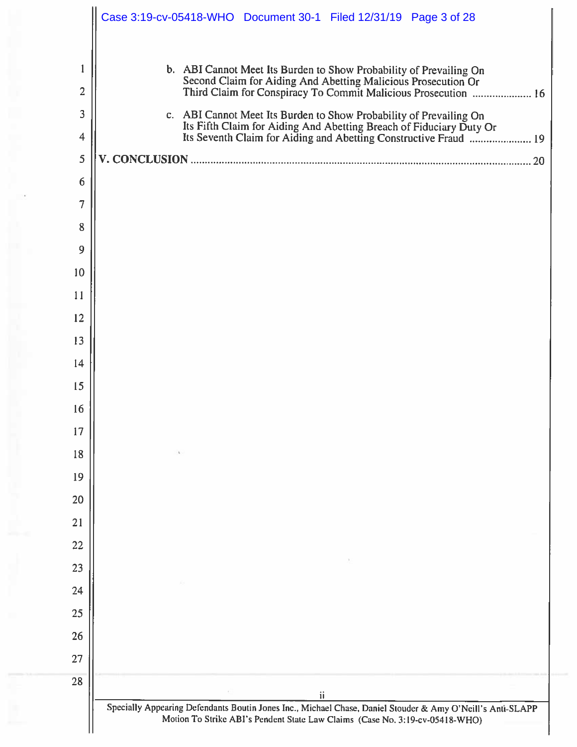b. ABI Cannot Meet Its Burden to Show Probability of Prevailing On Second Claim for Aiding And Abetting Malicious Prosecution Or Third Claim for Conspiracy To Commit Malicious Prosecution .................... 16

c. ABI Cannot Meet Its Burden to Show Probability of Prevailing On Its Fifth Claim for Aiding And Abetting Breach of Fiduciary Duty Or Its Seventh Claim for Aiding and Abetting Constructive Fraud ..................... 19

**V. CONCLUSION** ........................................................................................................... 20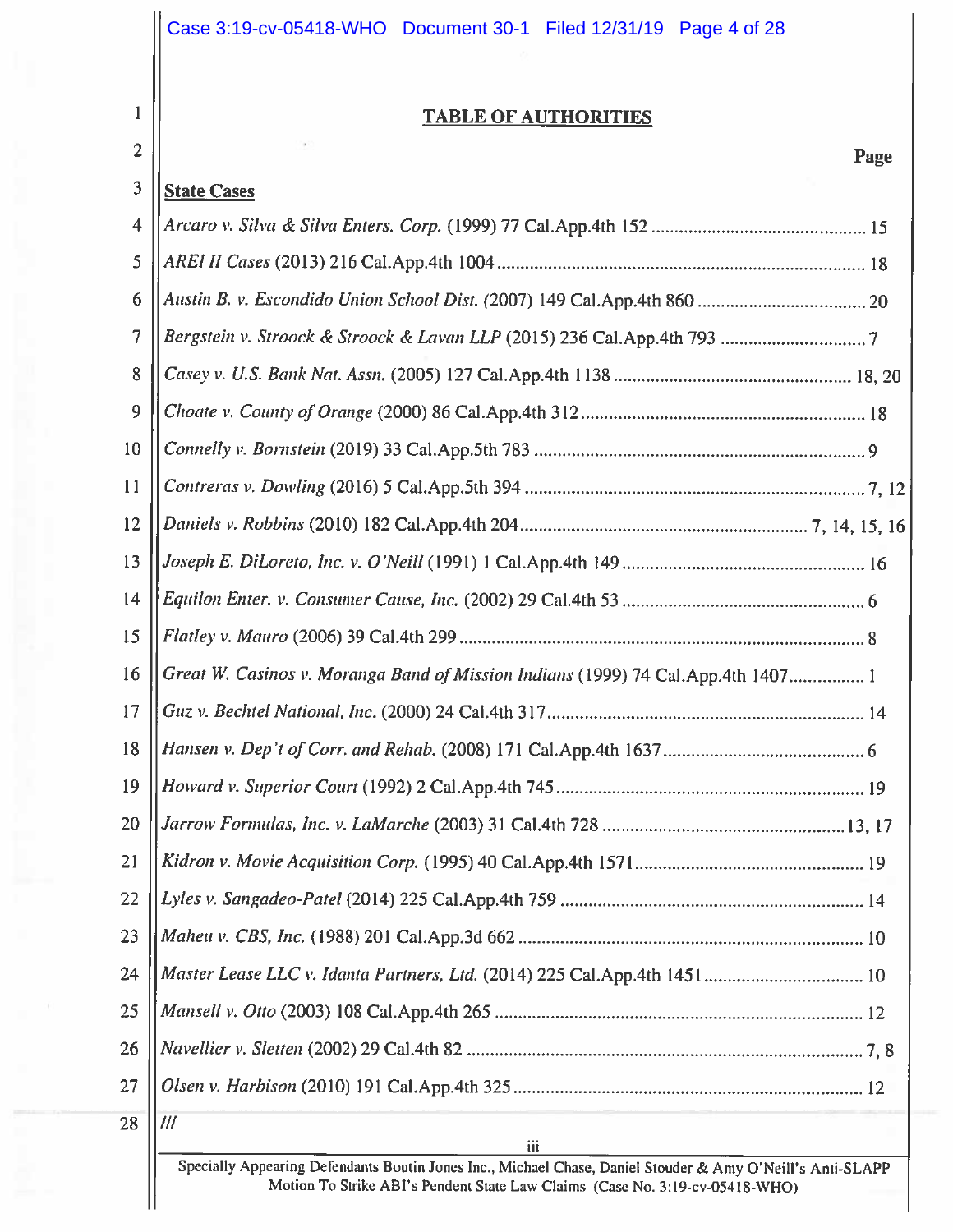# TABLE OF AUTHORITIES

**Page**

**State Cases**

*Arcaro v. Silva & Silva Enters. Corp.* (1999) 77 Cal.App.4th 152 .............................................. 15

*AREI II Cases* (2013) 216 Cal.App.4th 1004 .............................................................................. 18

*Austin B. v. Escondido Union School Dist.* (2007) 149 Cal.App.4th 860 .................................... 20

*Bergstein v. Stroock & Stroock & Lavan LLP* (2015) 236 Cal.App.4th 793 ............................... 7

*Casey v. U.S. Bank Nat. Assn.* (2005) 127 Cal.App.4th 1138 .................................................. 18, 20

*Choate v. County of Orange* (2000) 86 Cal.App.4th 312 ............................................................ 18

*Connelly v. Bornstein* (2019) 33 Cal.App.5th 783 ....................................................................... 9

*Contreras v. Dowling* (2016) 5 Cal.App.5th 394 ....................................................................... 7, 12

*Daniels v. Robbins* (2010) 182 Cal.App.4th 204 ............................................................ 7, 14, 15, 16

*Joseph E. DiLoreto, Inc. v. O'Neill* (1991) 1 Cal.App.4th 149 .................................................... 16

*Equilon Enter. v. Consumer Cause, Inc.* (2002) 29 Cal.4th 53 .................................................... 6

*Flatley v. Mauro* (2006) 39 Cal.4th 299 ....................................................................................... 8

*Great W. Casinos v. Moranga Band of Mission Indians* (1999) 74 Cal.App.4th 1407 ................ 1

*Guz v. Bechtel National, Inc.* (2000) 24 Cal.4th 317 .................................................................... 14

*Hansen v. Dep't of Corr. and Rehab.* (2008) 171 Cal.App.4th 1637 ........................................... 6

*Howard v. Superior Court* (1992) 2 Cal.App.4th 745 .................................................................. 19

*Jarrow Formulas, Inc. v. LaMarche* (2003) 31 Cal.4th 728 .................................................... 13, 17

*Kidron v. Movie Acquisition Corp.* (1995) 40 Cal.App.4th 1571 ................................................. 19

*Lyles v. Sangadeo-Patel* (2014) 225 Cal.App.4th 759 ................................................................. 14

*Maheu v. CBS, Inc.* (1988) 201 Cal.App.3d 662 .......................................................................... 10

*Master Lease LLC v. Idanta Partners, Ltd.* (2014) 225 Cal.App.4th 1451 .................................. 10

*Mansell v. Otto* (2003) 108 Cal.App.4th 265 ............................................................................... 12

*Navellier v. Sletten* (2002) 29 Cal.4th 82 .................................................................................... 7, 8

*Olsen v. Harbison* (2010) 191 Cal.App.4th 325 ........................................................................... 12

///

Specially Appearing Defendants Boutin Jones Inc., Michael Chase, Daniel Stouder & Amy O'Neill's Anti-SLAPP Motion To Strike ABI's Pendent State Law Claims (Case No. 3:19-cv-05418-WHO)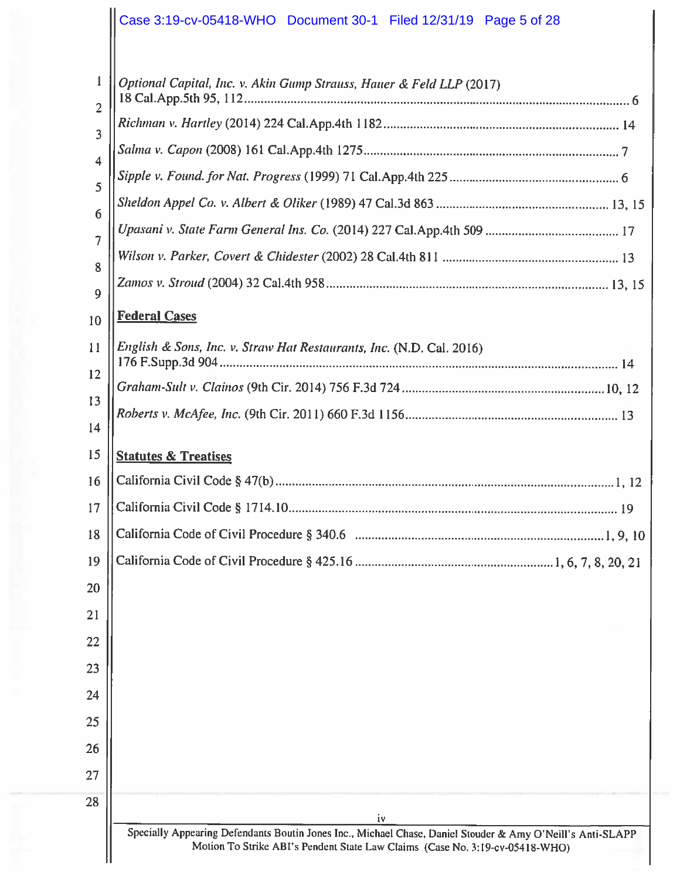*Optional Capital, Inc. v. Akin Gump Strauss, Hauer & Feld LLP* (2017) 18 Cal.App.5th 95, 112 .................................................................................................................... 6

*Richman v. Hartley* (2014) 224 Cal.App.4th 1182 ........................................................................ 14

*Salma v. Capon* (2008) 161 Cal.App.4th 1275 ............................................................................. 7

*Sipple v. Found. for Nat. Progress* (1999) 71 Cal.App.4th 225 ................................................... 6

*Sheldon Appel Co. v. Albert & Oliker* (1989) 47 Cal.3d 863 ................................................... 13, 15

*Upasani v. State Farm General Ins. Co.* (2014) 227 Cal.App.4th 509 ........................................ 17

*Wilson v. Parker, Covert & Chidester* (2002) 28 Cal.4th 811 ..................................................... 13

*Zamos v. Stroud* (2004) 32 Cal.4th 958 ..................................................................................... 13, 15

**Federal Cases**

*English & Sons, Inc. v. Straw Hat Restaurants, Inc.* (N.D. Cal. 2016) 176 F.Supp.3d 904 ........................................................................................................................ 14

*Graham-Sult v. Clainos* (9th Cir. 2014) 756 F.3d 724 .............................................................. 10, 12

*Roberts v. McAfee, Inc.* (9th Cir. 2011) 660 F.3d 1156 ................................................................ 13

**Statutes & Treatises**

California Civil Code § 47(b) ...................................................................................................... 1, 12

California Civil Code § 1714.10 ...................................................................................................... 19

California Code of Civil Procedure § 340.6 ............................................................................. 1, 9, 10

California Code of Civil Procedure § 425.16 .............................................................. 1, 6, 7, 8, 20, 21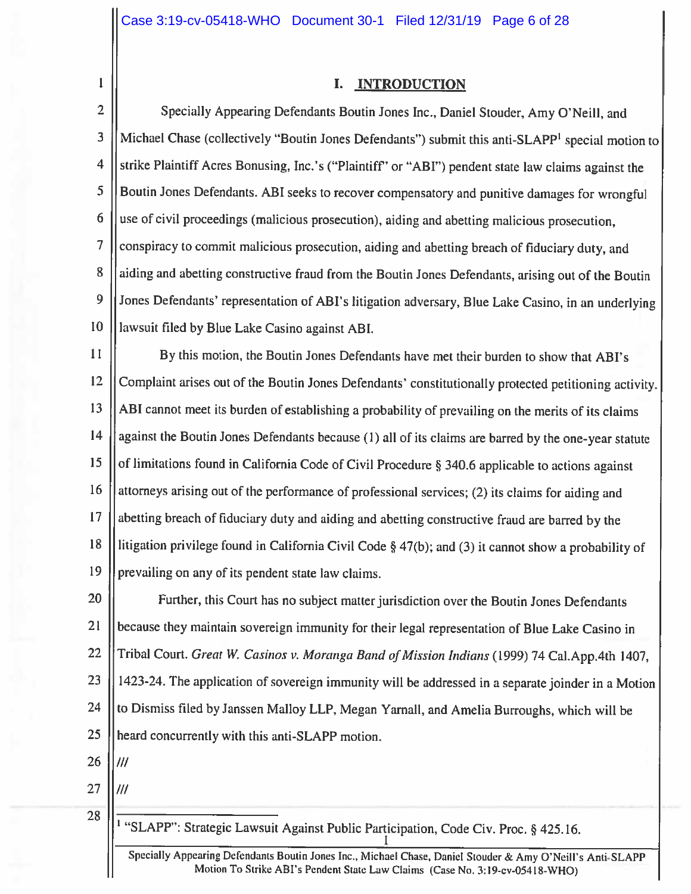# I. INTRODUCTION

Specially Appearing Defendants Boutin Jones Inc., Daniel Stouder, Amy O'Neill, and Michael Chase (collectively "Boutin Jones Defendants") submit this anti-SLAPP[1] special motion to strike Plaintiff Acres Bonusing, Inc.'s ("Plaintiff" or "ABI") pendent state law claims against the Boutin Jones Defendants. ABI seeks to recover compensatory and punitive damages for wrongful use of civil proceedings (malicious prosecution), aiding and abetting malicious prosecution, conspiracy to commit malicious prosecution, aiding and abetting breach of fiduciary duty, and aiding and abetting constructive fraud from the Boutin Jones Defendants, arising out of the Boutin Jones Defendants' representation of ABI's litigation adversary, Blue Lake Casino, in an underlying lawsuit filed by Blue Lake Casino against ABI.

By this motion, the Boutin Jones Defendants have met their burden to show that ABI's Complaint arises out of the Boutin Jones Defendants' constitutionally protected petitioning activity. ABI cannot meet its burden of establishing a probability of prevailing on the merits of its claims against the Boutin Jones Defendants because (1) all of its claims are barred by the one-year statute of limitations found in California Code of Civil Procedure § 340.6 applicable to actions against attorneys arising out of the performance of professional services; (2) its claims for aiding and abetting breach of fiduciary duty and aiding and abetting constructive fraud are barred by the litigation privilege found in California Civil Code § 47(b); and (3) it cannot show a probability of prevailing on any of its pendent state law claims.

Further, this Court has no subject matter jurisdiction over the Boutin Jones Defendants because they maintain sovereign immunity for their legal representation of Blue Lake Casino in Tribal Court. *Great W. Casinos v. Moranga Band of Mission Indians* (1999) 74 Cal.App.4th 1407, 1423-24. The application of sovereign immunity will be addressed in a separate joinder in a Motion to Dismiss filed by Janssen Malloy LLP, Megan Yarnall, and Amelia Burroughs, which will be heard concurrently with this anti-SLAPP motion.

///

///

[1] "SLAPP": Strategic Lawsuit Against Public Participation, Code Civ. Proc. § 425.16.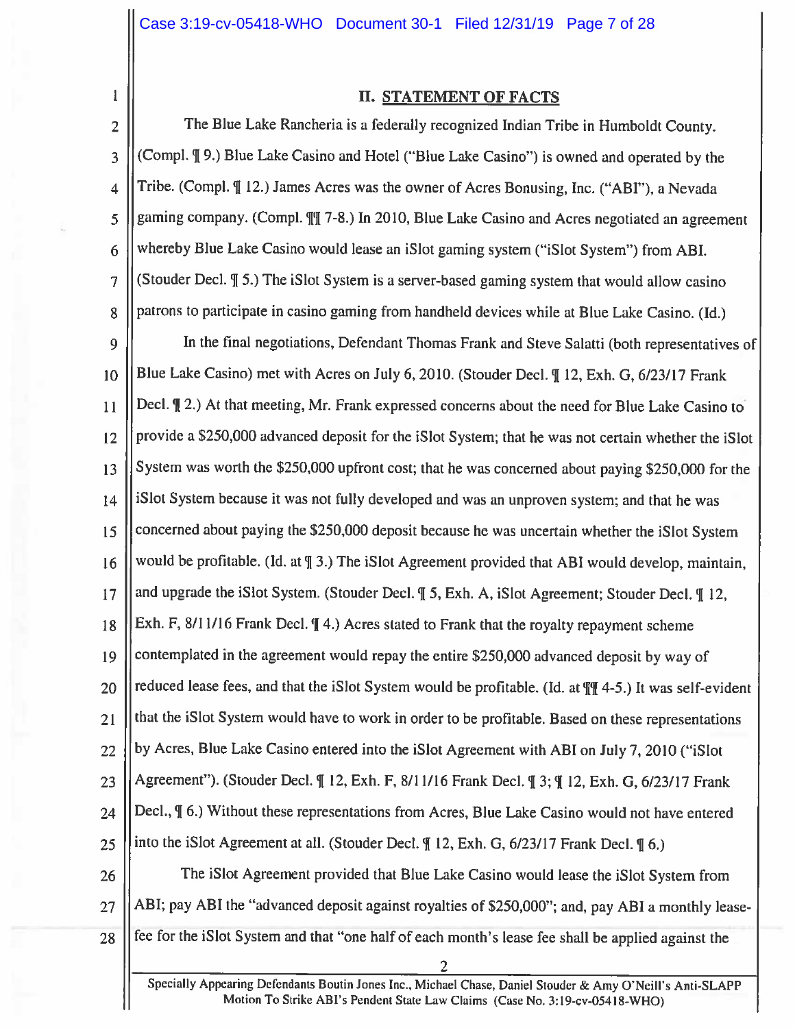## II. STATEMENT OF FACTS

The Blue Lake Rancheria is a federally recognized Indian Tribe in Humboldt County. (Compl. ¶ 9.) Blue Lake Casino and Hotel ("Blue Lake Casino") is owned and operated by the Tribe. (Compl. ¶ 12.) James Acres was the owner of Acres Bonusing, Inc. ("ABI"), a Nevada gaming company. (Compl. ¶¶ 7-8.) In 2010, Blue Lake Casino and Acres negotiated an agreement whereby Blue Lake Casino would lease an iSlot gaming system ("iSlot System") from ABI. (Stouder Decl. ¶ 5.) The iSlot System is a server-based gaming system that would allow casino patrons to participate in casino gaming from handheld devices while at Blue Lake Casino. (Id.)

In the final negotiations, Defendant Thomas Frank and Steve Salatti (both representatives of Blue Lake Casino) met with Acres on July 6, 2010. (Stouder Decl. ¶ 12, Exh. G, 6/23/17 Frank Decl. ¶ 2.) At that meeting, Mr. Frank expressed concerns about the need for Blue Lake Casino to provide a $250,000 advanced deposit for the iSlot System; that he was not certain whether the iSlot System was worth the $250,000 upfront cost; that he was concerned about paying $250,000 for the iSlot System because it was not fully developed and was an unproven system; and that he was concerned about paying the $250,000 deposit because he was uncertain whether the iSlot System would be profitable. (Id. at ¶ 3.) The iSlot Agreement provided that ABI would develop, maintain, and upgrade the iSlot System. (Stouder Decl. ¶ 5, Exh. A, iSlot Agreement; Stouder Decl. ¶ 12, Exh. F, 8/11/16 Frank Decl. ¶ 4.) Acres stated to Frank that the royalty repayment scheme contemplated in the agreement would repay the entire $250,000 advanced deposit by way of reduced lease fees, and that the iSlot System would be profitable. (Id. at ¶¶ 4-5.) It was self-evident that the iSlot System would have to work in order to be profitable. Based on these representations by Acres, Blue Lake Casino entered into the iSlot Agreement with ABI on July 7, 2010 ("iSlot Agreement"). (Stouder Decl. ¶ 12, Exh. F, 8/11/16 Frank Decl. ¶ 3; ¶ 12, Exh. G, 6/23/17 Frank Decl., ¶ 6.) Without these representations from Acres, Blue Lake Casino would not have entered into the iSlot Agreement at all. (Stouder Decl. ¶ 12, Exh. G, 6/23/17 Frank Decl. ¶ 6.)

The iSlot Agreement provided that Blue Lake Casino would lease the iSlot System from ABI; pay ABI the "advanced deposit against royalties of $250,000"; and, pay ABI a monthly lease-fee for the iSlot System and that "one half of each month's lease fee shall be applied against the

Specially Appearing Defendants Boutin Jones Inc., Michael Chase, Daniel Stouder & Amy O'Neill's Anti-SLAPP Motion To Strike ABI's Pendent State Law Claims (Case No. 3:19-cv-05418-WHO)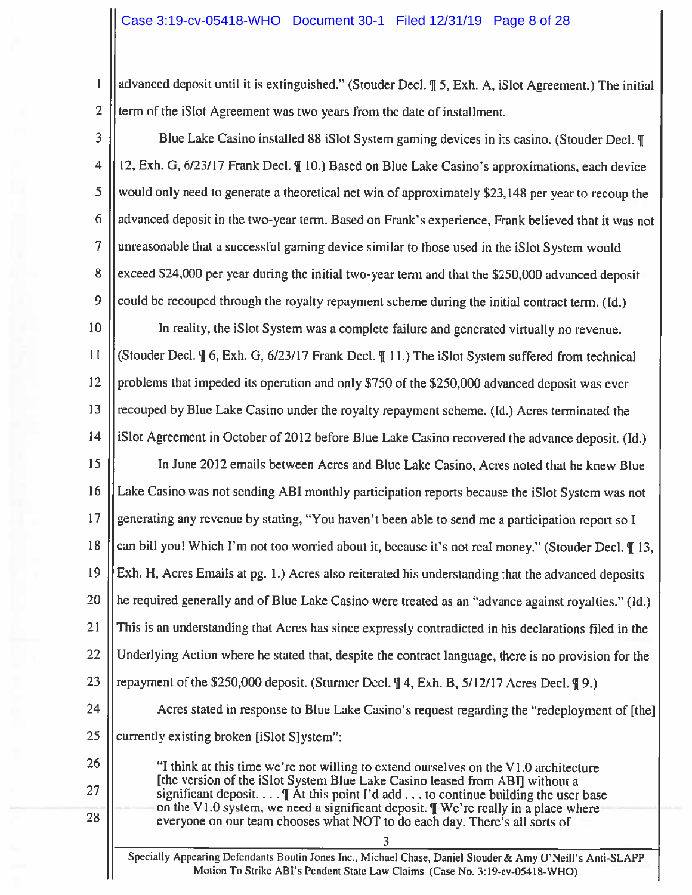advanced deposit until it is extinguished." (Stouder Decl. ¶ 5, Exh. A, iSlot Agreement.) The initial term of the iSlot Agreement was two years from the date of installment.

Blue Lake Casino installed 88 iSlot System gaming devices in its casino. (Stouder Decl. ¶ 12, Exh. G, 6/23/17 Frank Decl. ¶ 10.) Based on Blue Lake Casino's approximations, each device would only need to generate a theoretical net win of approximately $23,148 per year to recoup the advanced deposit in the two-year term. Based on Frank's experience, Frank believed that it was not unreasonable that a successful gaming device similar to those used in the iSlot System would exceed $24,000 per year during the initial two-year term and that the $250,000 advanced deposit could be recouped through the royalty repayment scheme during the initial contract term. (Id.)

In reality, the iSlot System was a complete failure and generated virtually no revenue. (Stouder Decl. ¶ 6, Exh. G, 6/23/17 Frank Decl. ¶ 11.) The iSlot System suffered from technical problems that impeded its operation and only $750 of the $250,000 advanced deposit was ever recouped by Blue Lake Casino under the royalty repayment scheme. (Id.) Acres terminated the iSlot Agreement in October of 2012 before Blue Lake Casino recovered the advance deposit. (Id.)

In June 2012 emails between Acres and Blue Lake Casino, Acres noted that he knew Blue Lake Casino was not sending ABI monthly participation reports because the iSlot System was not generating any revenue by stating, "You haven't been able to send me a participation report so I can bill you! Which I'm not too worried about it, because it's not real money." (Stouder Decl. ¶ 13, Exh. H, Acres Emails at pg. 1.) Acres also reiterated his understanding that the advanced deposits he required generally and of Blue Lake Casino were treated as an "advance against royalties." (Id.) This is an understanding that Acres has since expressly contradicted in his declarations filed in the Underlying Action where he stated that, despite the contract language, there is no provision for the repayment of the $250,000 deposit. (Sturmer Decl. ¶ 4, Exh. B, 5/12/17 Acres Decl. ¶ 9.)

Acres stated in response to Blue Lake Casino's request regarding the "redeployment of [the] currently existing broken [iSlot S]ystem":

> "I think at this time we're not willing to extend ourselves on the V1.0 architecture [the version of the iSlot System Blue Lake Casino leased from ABI] without a significant deposit. . . . ¶ At this point I'd add . . . to continue building the user base on the V1.0 system, we need a significant deposit. ¶ We're really in a place where everyone on our team chooses what NOT to do each day. There's all sorts of

Specially Appearing Defendants Boutin Jones Inc., Michael Chase, Daniel Stouder & Amy O'Neill's Anti-SLAPP Motion To Strike ABI's Pendent State Law Claims (Case No. 3:19-cv-05418-WHO)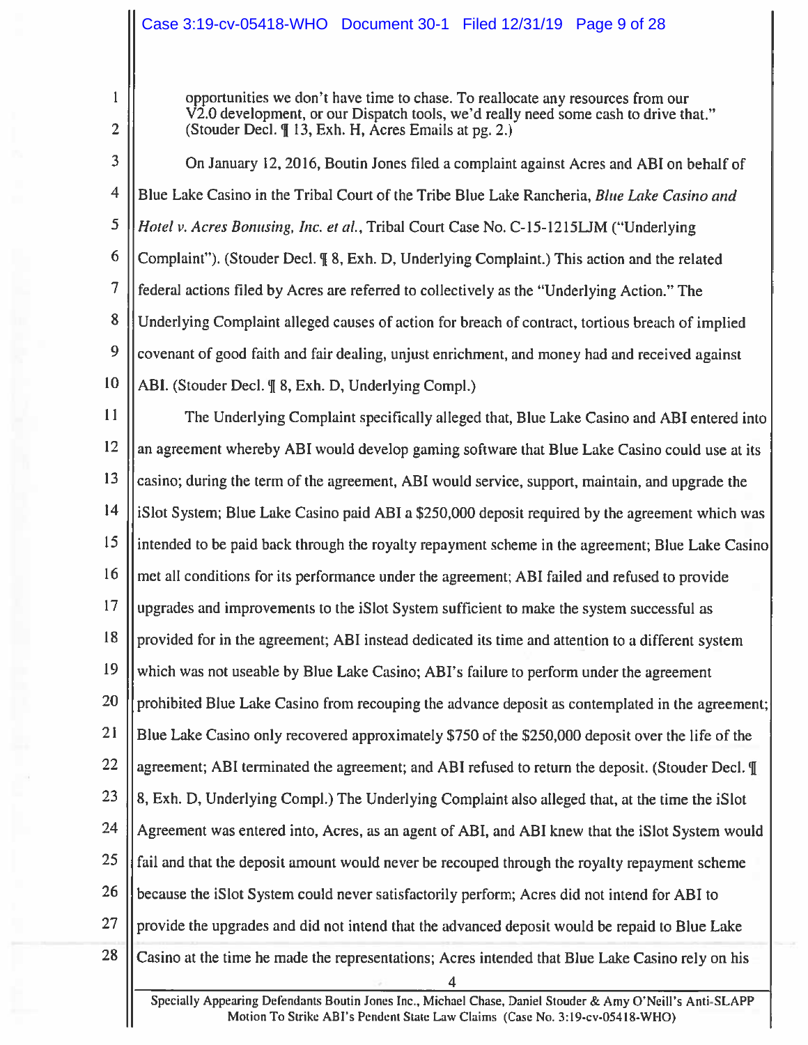opportunities we don't have time to chase. To reallocate any resources from our V2.0 development, or our Dispatch tools, we'd really need some cash to drive that." (Stouder Decl. ¶ 13, Exh. H, Acres Emails at pg. 2.)

On January 12, 2016, Boutin Jones filed a complaint against Acres and ABI on behalf of Blue Lake Casino in the Tribal Court of the Tribe Blue Lake Rancheria, *Blue Lake Casino and Hotel v. Acres Bonusing, Inc. et al.*, Tribal Court Case No. C-15-1215LJM ("Underlying Complaint"). (Stouder Decl. ¶ 8, Exh. D, Underlying Complaint.) This action and the related federal actions filed by Acres are referred to collectively as the "Underlying Action." The Underlying Complaint alleged causes of action for breach of contract, tortious breach of implied covenant of good faith and fair dealing, unjust enrichment, and money had and received against ABI. (Stouder Decl. ¶ 8, Exh. D, Underlying Compl.)

The Underlying Complaint specifically alleged that, Blue Lake Casino and ABI entered into an agreement whereby ABI would develop gaming software that Blue Lake Casino could use at its casino; during the term of the agreement, ABI would service, support, maintain, and upgrade the iSlot System; Blue Lake Casino paid ABI a $250,000 deposit required by the agreement which was intended to be paid back through the royalty repayment scheme in the agreement; Blue Lake Casino met all conditions for its performance under the agreement; ABI failed and refused to provide upgrades and improvements to the iSlot System sufficient to make the system successful as provided for in the agreement; ABI instead dedicated its time and attention to a different system which was not useable by Blue Lake Casino; ABI's failure to perform under the agreement prohibited Blue Lake Casino from recouping the advance deposit as contemplated in the agreement; Blue Lake Casino only recovered approximately $750 of the $250,000 deposit over the life of the agreement; ABI terminated the agreement; and ABI refused to return the deposit. (Stouder Decl. ¶ 8, Exh. D, Underlying Compl.) The Underlying Complaint also alleged that, at the time the iSlot Agreement was entered into, Acres, as an agent of ABI, and ABI knew that the iSlot System would fail and that the deposit amount would never be recouped through the royalty repayment scheme because the iSlot System could never satisfactorily perform; Acres did not intend for ABI to provide the upgrades and did not intend that the advanced deposit would be repaid to Blue Lake Casino at the time he made the representations; Acres intended that Blue Lake Casino rely on his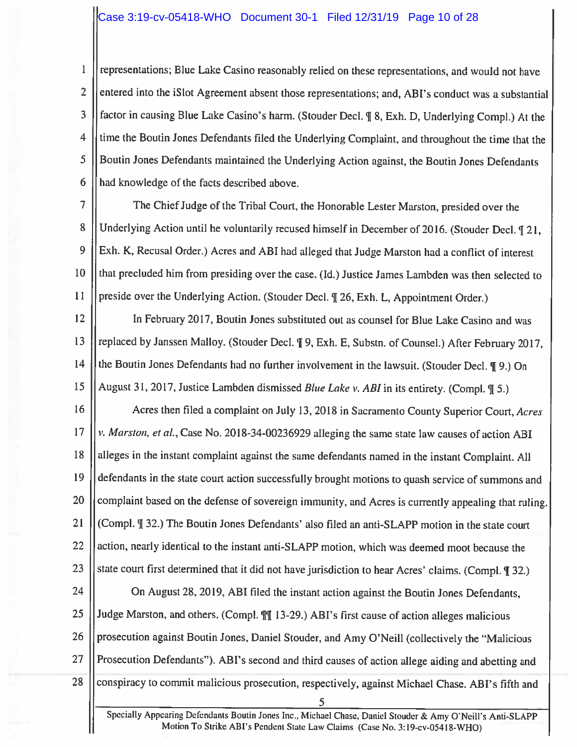representations; Blue Lake Casino reasonably relied on these representations, and would not have entered into the iSlot Agreement absent those representations; and, ABI's conduct was a substantial factor in causing Blue Lake Casino's harm. (Stouder Decl. ¶ 8, Exh. D, Underlying Compl.) At the time the Boutin Jones Defendants filed the Underlying Complaint, and throughout the time that the Boutin Jones Defendants maintained the Underlying Action against, the Boutin Jones Defendants had knowledge of the facts described above.

The Chief Judge of the Tribal Court, the Honorable Lester Marston, presided over the Underlying Action until he voluntarily recused himself in December of 2016. (Stouder Decl. ¶ 21, Exh. K, Recusal Order.) Acres and ABI had alleged that Judge Marston had a conflict of interest that precluded him from presiding over the case. (Id.) Justice James Lambden was then selected to preside over the Underlying Action. (Stouder Decl. ¶ 26, Exh. L, Appointment Order.)

In February 2017, Boutin Jones substituted out as counsel for Blue Lake Casino and was replaced by Janssen Malloy. (Stouder Decl. ¶ 9, Exh. E, Substn. of Counsel.) After February 2017, the Boutin Jones Defendants had no further involvement in the lawsuit. (Stouder Decl. ¶ 9.) On August 31, 2017, Justice Lambden dismissed *Blue Lake v. ABI* in its entirety. (Compl. ¶ 5.)

Acres then filed a complaint on July 13, 2018 in Sacramento County Superior Court, *Acres v. Marston, et al.*, Case No. 2018-34-00236929 alleging the same state law causes of action ABI alleges in the instant complaint against the same defendants named in the instant Complaint. All defendants in the state court action successfully brought motions to quash service of summons and complaint based on the defense of sovereign immunity, and Acres is currently appealing that ruling. (Compl. ¶ 32.) The Boutin Jones Defendants' also filed an anti-SLAPP motion in the state court action, nearly identical to the instant anti-SLAPP motion, which was deemed moot because the state court first determined that it did not have jurisdiction to hear Acres' claims. (Compl. ¶ 32.)

On August 28, 2019, ABI filed the instant action against the Boutin Jones Defendants, Judge Marston, and others. (Compl. ¶¶ 13-29.) ABI's first cause of action alleges malicious prosecution against Boutin Jones, Daniel Stouder, and Amy O'Neill (collectively the "Malicious Prosecution Defendants"). ABI's second and third causes of action allege aiding and abetting and conspiracy to commit malicious prosecution, respectively, against Michael Chase. ABI's fifth and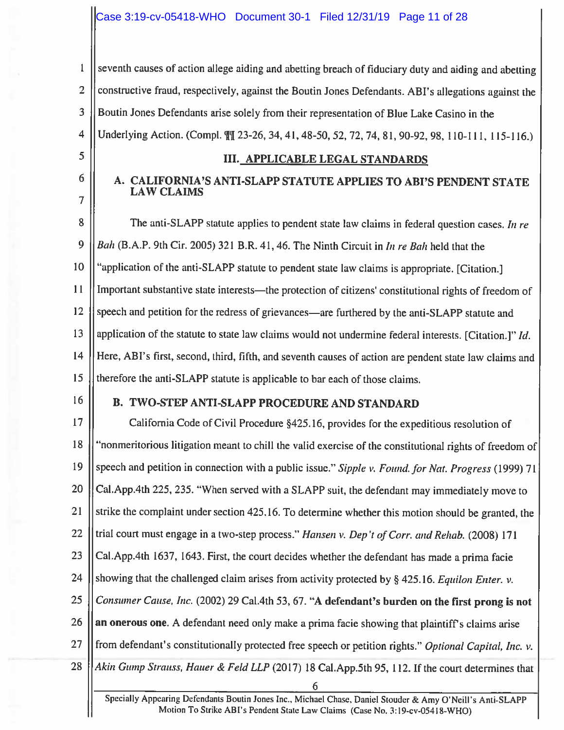seventh causes of action allege aiding and abetting breach of fiduciary duty and aiding and abetting constructive fraud, respectively, against the Boutin Jones Defendants. ABI's allegations against the Boutin Jones Defendants arise solely from their representation of Blue Lake Casino in the Underlying Action. (Compl. ¶¶ 23-26, 34, 41, 48-50, 52, 72, 74, 81, 90-92, 98, 110-111, 115-116.)

## III. APPLICABLE LEGAL STANDARDS

### A. CALIFORNIA'S ANTI-SLAPP STATUTE APPLIES TO ABI'S PENDENT STATE LAW CLAIMS

The anti-SLAPP statute applies to pendent state law claims in federal question cases. *In re Bah* (B.A.P. 9th Cir. 2005) 321 B.R. 41, 46. The Ninth Circuit in *In re Bah* held that the "application of the anti-SLAPP statute to pendent state law claims is appropriate. [Citation.] Important substantive state interests—the protection of citizens' constitutional rights of freedom of speech and petition for the redress of grievances—are furthered by the anti-SLAPP statute and application of the statute to state law claims would not undermine federal interests. [Citation.]" *Id.* Here, ABI's first, second, third, fifth, and seventh causes of action are pendent state law claims and therefore the anti-SLAPP statute is applicable to bar each of those claims.

### B. TWO-STEP ANTI-SLAPP PROCEDURE AND STANDARD

California Code of Civil Procedure §425.16, provides for the expeditious resolution of "nonmeritorious litigation meant to chill the valid exercise of the constitutional rights of freedom of speech and petition in connection with a public issue." *Sipple v. Found. for Nat. Progress* (1999) 71 Cal.App.4th 225, 235. "When served with a SLAPP suit, the defendant may immediately move to strike the complaint under section 425.16. To determine whether this motion should be granted, the trial court must engage in a two-step process." *Hansen v. Dep't of Corr. and Rehab.* (2008) 171 Cal.App.4th 1637, 1643. First, the court decides whether the defendant has made a prima facie showing that the challenged claim arises from activity protected by § 425.16. *Equilon Enter. v. Consumer Cause, Inc.* (2002) 29 Cal.4th 53, 67. "**A defendant's burden on the first prong is not an onerous one**. A defendant need only make a prima facie showing that plaintiff's claims arise from defendant's constitutionally protected free speech or petition rights." *Optional Capital, Inc. v. Akin Gump Strauss, Hauer & Feld LLP* (2017) 18 Cal.App.5th 95, 112. If the court determines that

Specially Appearing Defendants Boutin Jones Inc., Michael Chase, Daniel Stouder & Amy O'Neill's Anti-SLAPP Motion To Strike ABI's Pendent State Law Claims (Case No. 3:19-cv-05418-WHO)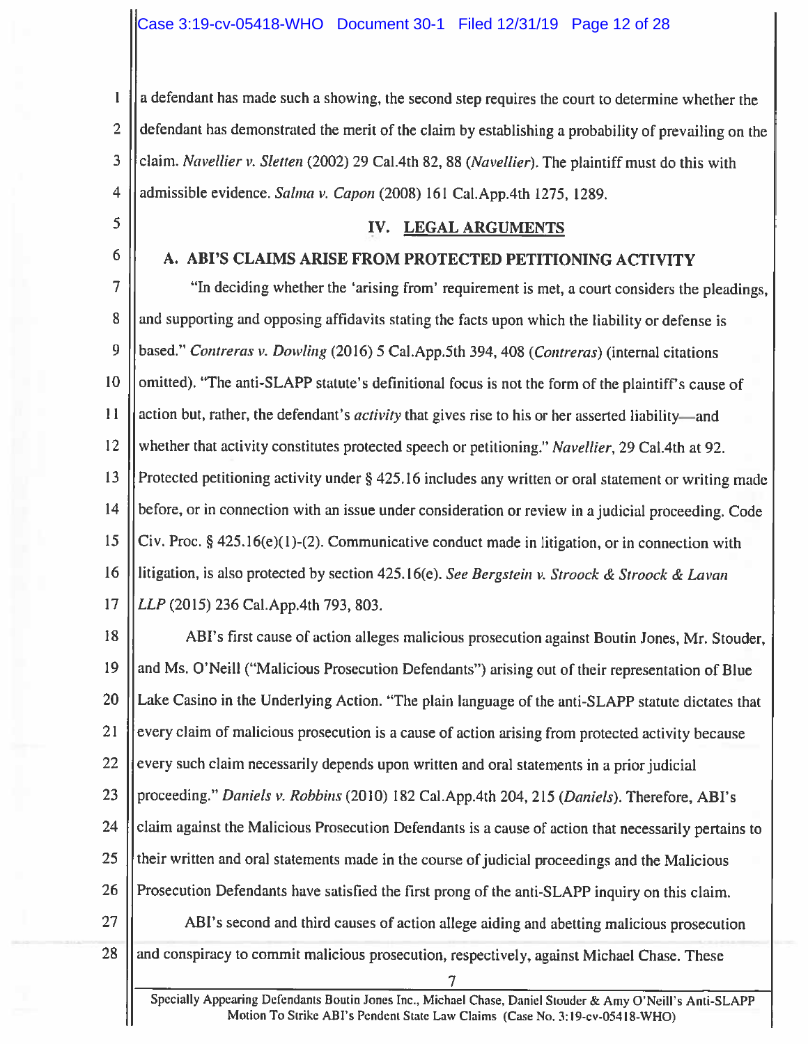a defendant has made such a showing, the second step requires the court to determine whether the defendant has demonstrated the merit of the claim by establishing a probability of prevailing on the claim. *Navellier v. Sletten* (2002) 29 Cal.4th 82, 88 (*Navellier*). The plaintiff must do this with admissible evidence. *Salma v. Capon* (2008) 161 Cal.App.4th 1275, 1289.

## IV. LEGAL ARGUMENTS

### A. ABI'S CLAIMS ARISE FROM PROTECTED PETITIONING ACTIVITY

"In deciding whether the 'arising from' requirement is met, a court considers the pleadings, and supporting and opposing affidavits stating the facts upon which the liability or defense is based." *Contreras v. Dowling* (2016) 5 Cal.App.5th 394, 408 (*Contreras*) (internal citations omitted). "The anti-SLAPP statute's definitional focus is not the form of the plaintiff's cause of action but, rather, the defendant's *activity* that gives rise to his or her asserted liability—and whether that activity constitutes protected speech or petitioning." *Navellier*, 29 Cal.4th at 92. Protected petitioning activity under § 425.16 includes any written or oral statement or writing made before, or in connection with an issue under consideration or review in a judicial proceeding. Code Civ. Proc. § 425.16(e)(1)-(2). Communicative conduct made in litigation, or in connection with litigation, is also protected by section 425.16(e). *See Bergstein v. Stroock & Stroock & Lavan LLP* (2015) 236 Cal.App.4th 793, 803.

ABI's first cause of action alleges malicious prosecution against Boutin Jones, Mr. Stouder, and Ms. O'Neill ("Malicious Prosecution Defendants") arising out of their representation of Blue Lake Casino in the Underlying Action. "The plain language of the anti-SLAPP statute dictates that every claim of malicious prosecution is a cause of action arising from protected activity because every such claim necessarily depends upon written and oral statements in a prior judicial proceeding." *Daniels v. Robbins* (2010) 182 Cal.App.4th 204, 215 (*Daniels*). Therefore, ABI's claim against the Malicious Prosecution Defendants is a cause of action that necessarily pertains to their written and oral statements made in the course of judicial proceedings and the Malicious Prosecution Defendants have satisfied the first prong of the anti-SLAPP inquiry on this claim.

ABI's second and third causes of action allege aiding and abetting malicious prosecution and conspiracy to commit malicious prosecution, respectively, against Michael Chase. These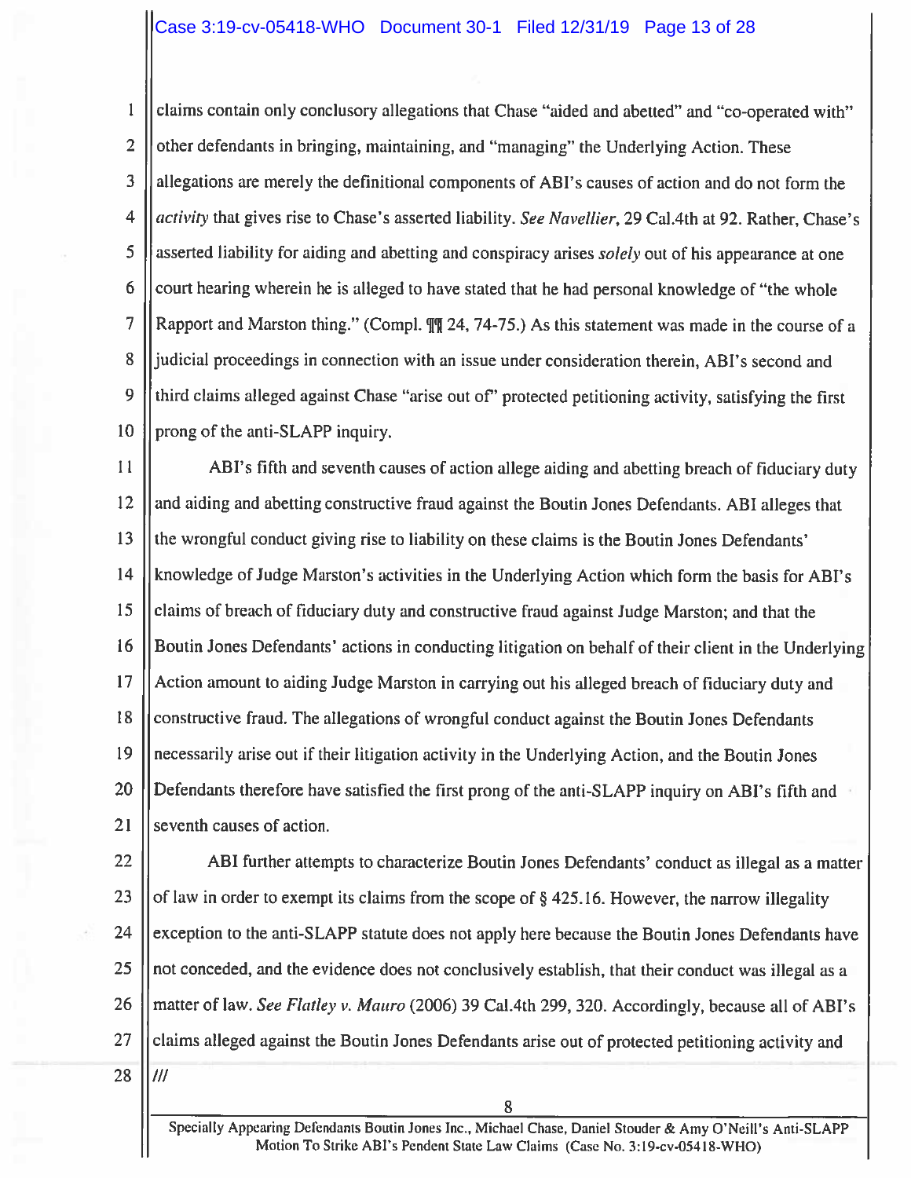claims contain only conclusory allegations that Chase "aided and abetted" and "co-operated with" other defendants in bringing, maintaining, and "managing" the Underlying Action. These allegations are merely the definitional components of ABI's causes of action and do not form the *activity* that gives rise to Chase's asserted liability. *See Navellier*, 29 Cal.4th at 92. Rather, Chase's asserted liability for aiding and abetting and conspiracy arises *solely* out of his appearance at one court hearing wherein he is alleged to have stated that he had personal knowledge of "the whole Rapport and Marston thing." (Compl. ¶¶ 24, 74-75.) As this statement was made in the course of a judicial proceedings in connection with an issue under consideration therein, ABI's second and third claims alleged against Chase "arise out of" protected petitioning activity, satisfying the first prong of the anti-SLAPP inquiry.

ABI's fifth and seventh causes of action allege aiding and abetting breach of fiduciary duty and aiding and abetting constructive fraud against the Boutin Jones Defendants. ABI alleges that the wrongful conduct giving rise to liability on these claims is the Boutin Jones Defendants' knowledge of Judge Marston's activities in the Underlying Action which form the basis for ABI's claims of breach of fiduciary duty and constructive fraud against Judge Marston; and that the Boutin Jones Defendants' actions in conducting litigation on behalf of their client in the Underlying Action amount to aiding Judge Marston in carrying out his alleged breach of fiduciary duty and constructive fraud. The allegations of wrongful conduct against the Boutin Jones Defendants necessarily arise out if their litigation activity in the Underlying Action, and the Boutin Jones Defendants therefore have satisfied the first prong of the anti-SLAPP inquiry on ABI's fifth and seventh causes of action.

ABI further attempts to characterize Boutin Jones Defendants' conduct as illegal as a matter of law in order to exempt its claims from the scope of § 425.16. However, the narrow illegality exception to the anti-SLAPP statute does not apply here because the Boutin Jones Defendants have not conceded, and the evidence does not conclusively establish, that their conduct was illegal as a matter of law. *See Flatley v. Mauro* (2006) 39 Cal.4th 299, 320. Accordingly, because all of ABI's claims alleged against the Boutin Jones Defendants arise out of protected petitioning activity and

///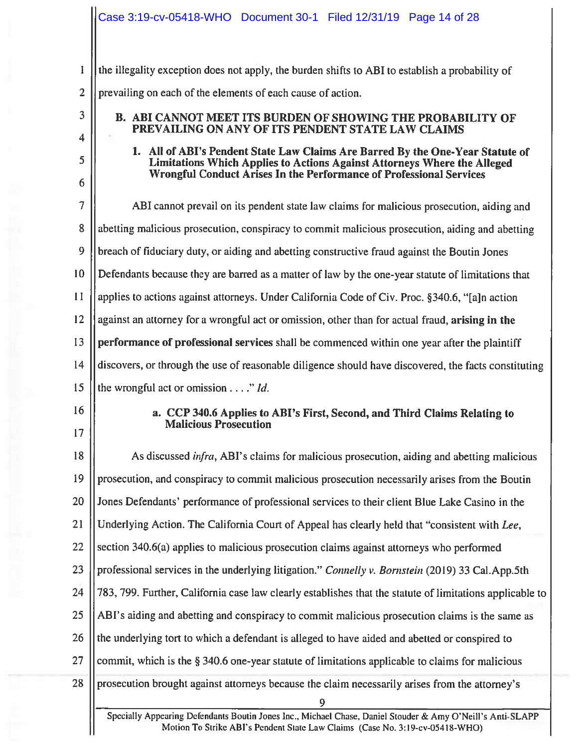the illegality exception does not apply, the burden shifts to ABI to establish a probability of prevailing on each of the elements of each cause of action.

### B. ABI CANNOT MEET ITS BURDEN OF SHOWING THE PROBABILITY OF PREVAILING ON ANY OF ITS PENDENT STATE LAW CLAIMS

#### 1. All of ABI's Pendent State Law Claims Are Barred By the One-Year Statute of Limitations Which Applies to Actions Against Attorneys Where the Alleged Wrongful Conduct Arises In the Performance of Professional Services

ABI cannot prevail on its pendent state law claims for malicious prosecution, aiding and abetting malicious prosecution, conspiracy to commit malicious prosecution, aiding and abetting breach of fiduciary duty, or aiding and abetting constructive fraud against the Boutin Jones Defendants because they are barred as a matter of law by the one-year statute of limitations that applies to actions against attorneys. Under California Code of Civ. Proc. §340.6, "[a]n action against an attorney for a wrongful act or omission, other than for actual fraud, **arising in the performance of professional services** shall be commenced within one year after the plaintiff discovers, or through the use of reasonable diligence should have discovered, the facts constituting the wrongful act or omission . . . ." *Id.*

##### a. CCP 340.6 Applies to ABI's First, Second, and Third Claims Relating to Malicious Prosecution

As discussed *infra*, ABI's claims for malicious prosecution, aiding and abetting malicious prosecution, and conspiracy to commit malicious prosecution necessarily arises from the Boutin Jones Defendants' performance of professional services to their client Blue Lake Casino in the Underlying Action. The California Court of Appeal has clearly held that "consistent with *Lee*, section 340.6(a) applies to malicious prosecution claims against attorneys who performed professional services in the underlying litigation." *Connelly v. Bornstein* (2019) 33 Cal.App.5th 783, 799. Further, California case law clearly establishes that the statute of limitations applicable to ABI's aiding and abetting and conspiracy to commit malicious prosecution claims is the same as the underlying tort to which a defendant is alleged to have aided and abetted or conspired to commit, which is the § 340.6 one-year statute of limitations applicable to claims for malicious prosecution brought against attorneys because the claim necessarily arises from the attorney's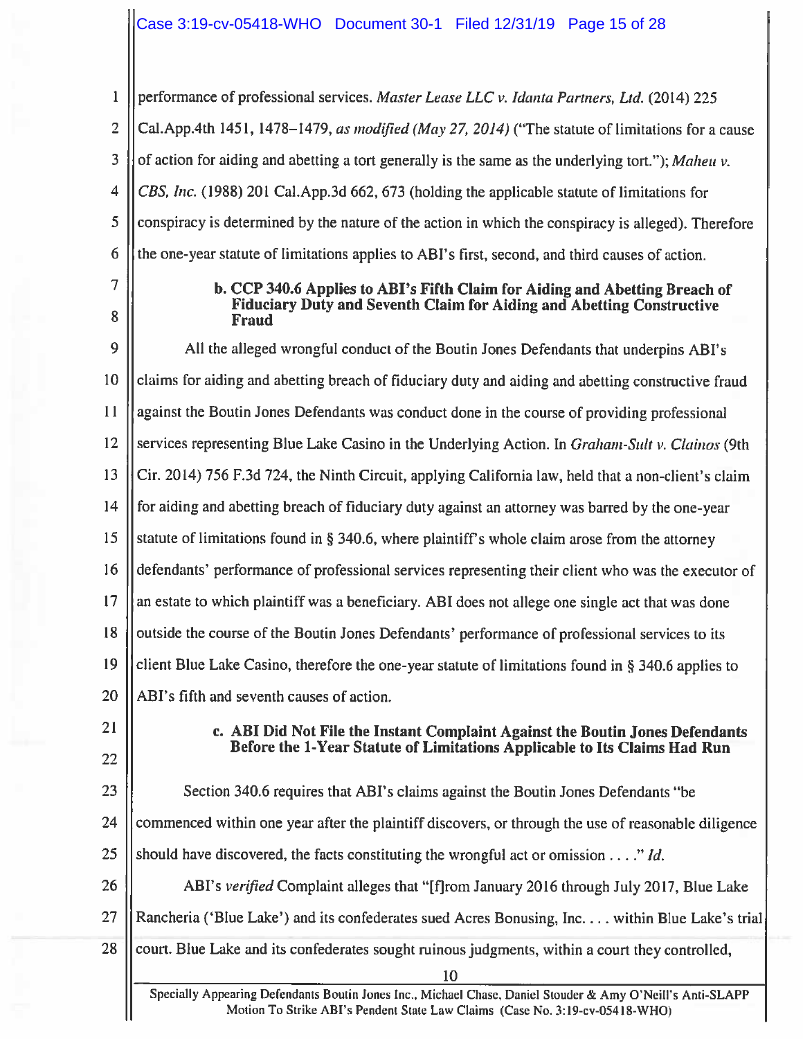performance of professional services. *Master Lease LLC v. Idanta Partners, Ltd.* (2014) 225 Cal.App.4th 1451, 1478–1479, *as modified (May 27, 2014)* ("The statute of limitations for a cause of action for aiding and abetting a tort generally is the same as the underlying tort."); *Maheu v. CBS, Inc.* (1988) 201 Cal.App.3d 662, 673 (holding the applicable statute of limitations for conspiracy is determined by the nature of the action in which the conspiracy is alleged). Therefore the one-year statute of limitations applies to ABI's first, second, and third causes of action.

#### b. CCP 340.6 Applies to ABI's Fifth Claim for Aiding and Abetting Breach of Fiduciary Duty and Seventh Claim for Aiding and Abetting Constructive Fraud

All the alleged wrongful conduct of the Boutin Jones Defendants that underpins ABI's claims for aiding and abetting breach of fiduciary duty and aiding and abetting constructive fraud against the Boutin Jones Defendants was conduct done in the course of providing professional services representing Blue Lake Casino in the Underlying Action. In *Graham-Sult v. Clainos* (9th Cir. 2014) 756 F.3d 724, the Ninth Circuit, applying California law, held that a non-client's claim for aiding and abetting breach of fiduciary duty against an attorney was barred by the one-year statute of limitations found in § 340.6, where plaintiff's whole claim arose from the attorney defendants' performance of professional services representing their client who was the executor of an estate to which plaintiff was a beneficiary. ABI does not allege one single act that was done outside the course of the Boutin Jones Defendants' performance of professional services to its client Blue Lake Casino, therefore the one-year statute of limitations found in § 340.6 applies to ABI's fifth and seventh causes of action.

#### c. ABI Did Not File the Instant Complaint Against the Boutin Jones Defendants Before the 1-Year Statute of Limitations Applicable to Its Claims Had Run

Section 340.6 requires that ABI's claims against the Boutin Jones Defendants "be commenced within one year after the plaintiff discovers, or through the use of reasonable diligence should have discovered, the facts constituting the wrongful act or omission . . . ." *Id.*

ABI's *verified* Complaint alleges that "[f]rom January 2016 through July 2017, Blue Lake Rancheria ('Blue Lake') and its confederates sued Acres Bonusing, Inc. . . . within Blue Lake's trial court. Blue Lake and its confederates sought ruinous judgments, within a court they controlled,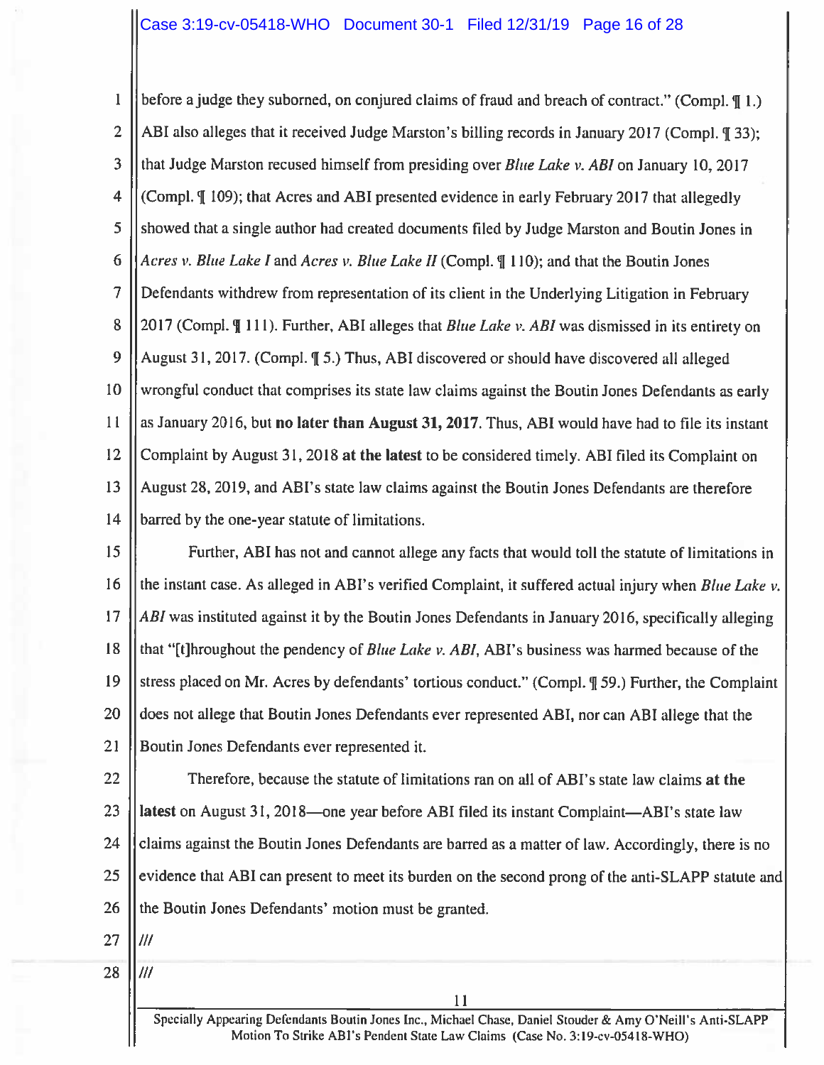before a judge they suborned, on conjured claims of fraud and breach of contract." (Compl. ¶ 1.) ABI also alleges that it received Judge Marston's billing records in January 2017 (Compl. ¶ 33); that Judge Marston recused himself from presiding over *Blue Lake v. ABI* on January 10, 2017 (Compl. ¶ 109); that Acres and ABI presented evidence in early February 2017 that allegedly showed that a single author had created documents filed by Judge Marston and Boutin Jones in *Acres v. Blue Lake I* and *Acres v. Blue Lake II* (Compl. ¶ 110); and that the Boutin Jones Defendants withdrew from representation of its client in the Underlying Litigation in February 2017 (Compl. ¶ 111). Further, ABI alleges that *Blue Lake v. ABI* was dismissed in its entirety on August 31, 2017. (Compl. ¶ 5.) Thus, ABI discovered or should have discovered all alleged wrongful conduct that comprises its state law claims against the Boutin Jones Defendants as early as January 2016, but **no later than August 31, 2017**. Thus, ABI would have had to file its instant Complaint by August 31, 2018 **at the latest** to be considered timely. ABI filed its Complaint on August 28, 2019, and ABI's state law claims against the Boutin Jones Defendants are therefore barred by the one-year statute of limitations.

Further, ABI has not and cannot allege any facts that would toll the statute of limitations in the instant case. As alleged in ABI's verified Complaint, it suffered actual injury when *Blue Lake v. ABI* was instituted against it by the Boutin Jones Defendants in January 2016, specifically alleging that "[t]hroughout the pendency of *Blue Lake v. ABI*, ABI's business was harmed because of the stress placed on Mr. Acres by defendants' tortious conduct." (Compl. ¶ 59.) Further, the Complaint does not allege that Boutin Jones Defendants ever represented ABI, nor can ABI allege that the Boutin Jones Defendants ever represented it.

Therefore, because the statute of limitations ran on all of ABI's state law claims **at the latest** on August 31, 2018—one year before ABI filed its instant Complaint—ABI's state law claims against the Boutin Jones Defendants are barred as a matter of law. Accordingly, there is no evidence that ABI can present to meet its burden on the second prong of the anti-SLAPP statute and the Boutin Jones Defendants' motion must be granted.

///

///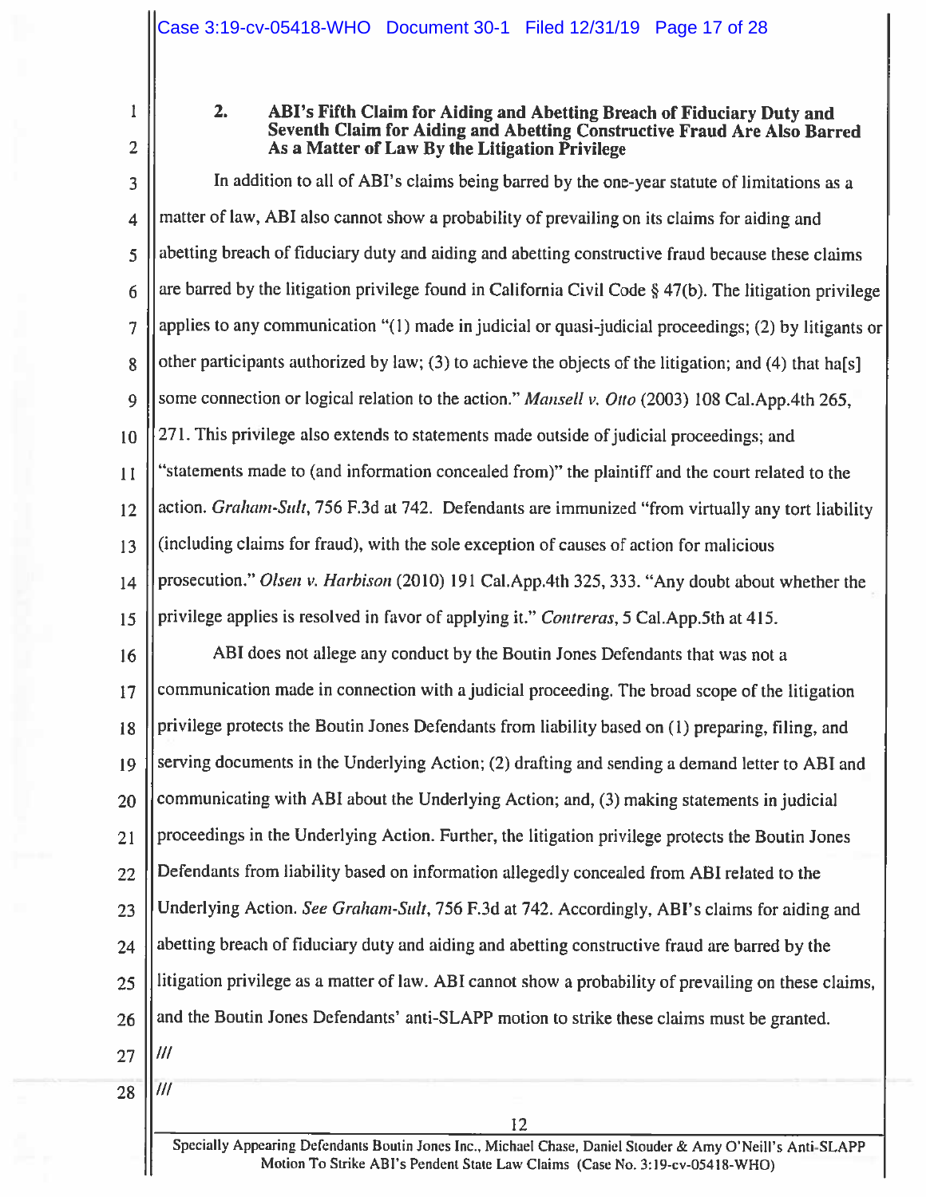### 2. ABI's Fifth Claim for Aiding and Abetting Breach of Fiduciary Duty and Seventh Claim for Aiding and Abetting Constructive Fraud Are Also Barred As a Matter of Law By the Litigation Privilege

In addition to all of ABI's claims being barred by the one-year statute of limitations as a matter of law, ABI also cannot show a probability of prevailing on its claims for aiding and abetting breach of fiduciary duty and aiding and abetting constructive fraud because these claims are barred by the litigation privilege found in California Civil Code § 47(b). The litigation privilege applies to any communication "(1) made in judicial or quasi-judicial proceedings; (2) by litigants or other participants authorized by law; (3) to achieve the objects of the litigation; and (4) that ha[s] some connection or logical relation to the action." *Mansell v. Otto* (2003) 108 Cal.App.4th 265, 271. This privilege also extends to statements made outside of judicial proceedings; and "statements made to (and information concealed from)" the plaintiff and the court related to the action. *Graham-Sult*, 756 F.3d at 742. Defendants are immunized "from virtually any tort liability (including claims for fraud), with the sole exception of causes of action for malicious prosecution." *Olsen v. Harbison* (2010) 191 Cal.App.4th 325, 333. "Any doubt about whether the privilege applies is resolved in favor of applying it." *Contreras*, 5 Cal.App.5th at 415.

ABI does not allege any conduct by the Boutin Jones Defendants that was not a communication made in connection with a judicial proceeding. The broad scope of the litigation privilege protects the Boutin Jones Defendants from liability based on (1) preparing, filing, and serving documents in the Underlying Action; (2) drafting and sending a demand letter to ABI and communicating with ABI about the Underlying Action; and, (3) making statements in judicial proceedings in the Underlying Action. Further, the litigation privilege protects the Boutin Jones Defendants from liability based on information allegedly concealed from ABI related to the Underlying Action. *See Graham-Sult*, 756 F.3d at 742. Accordingly, ABI's claims for aiding and abetting breach of fiduciary duty and aiding and abetting constructive fraud are barred by the litigation privilege as a matter of law. ABI cannot show a probability of prevailing on these claims, and the Boutin Jones Defendants' anti-SLAPP motion to strike these claims must be granted.

///

///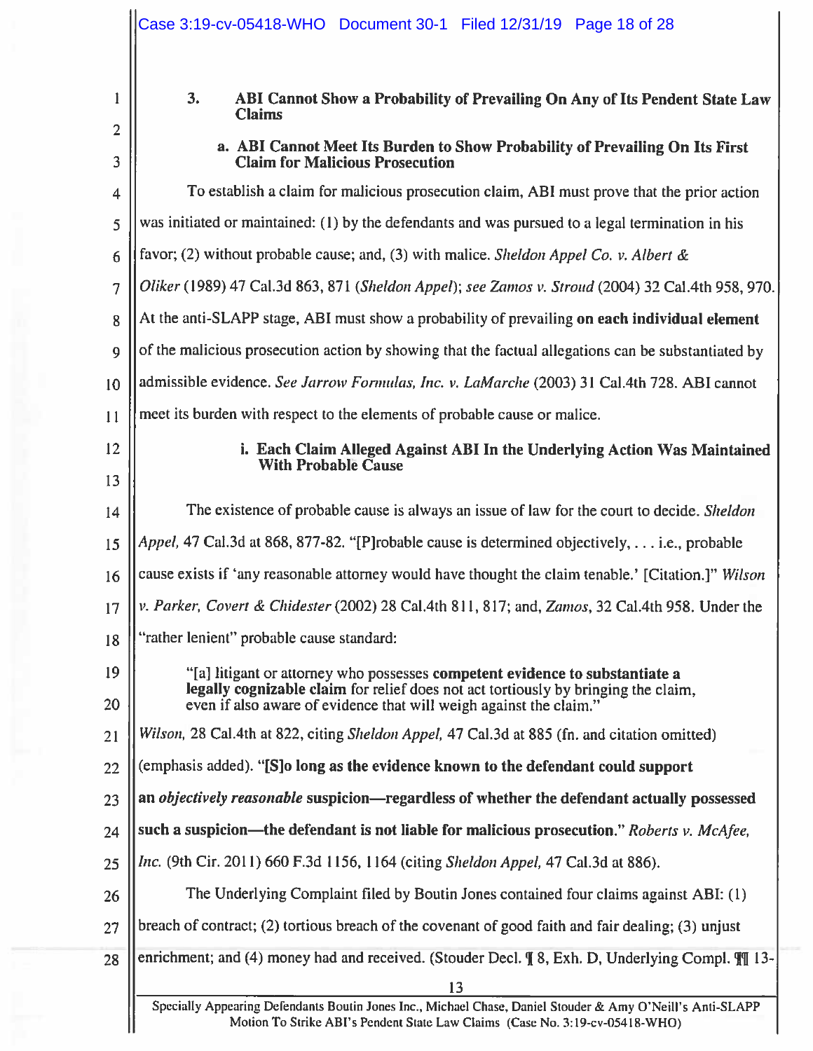### 3. ABI Cannot Show a Probability of Prevailing On Any of Its Pendent State Law Claims

#### a. ABI Cannot Meet Its Burden to Show Probability of Prevailing On Its First Claim for Malicious Prosecution

To establish a claim for malicious prosecution claim, ABI must prove that the prior action was initiated or maintained: (1) by the defendants and was pursued to a legal termination in his favor; (2) without probable cause; and, (3) with malice. *Sheldon Appel Co. v. Albert & Oliker* (1989) 47 Cal.3d 863, 871 (*Sheldon Appel*); *see Zamos v. Stroud* (2004) 32 Cal.4th 958, 970. At the anti-SLAPP stage, ABI must show a probability of prevailing **on each individual element** of the malicious prosecution action by showing that the factual allegations can be substantiated by admissible evidence. *See Jarrow Formulas, Inc. v. LaMarche* (2003) 31 Cal.4th 728. ABI cannot meet its burden with respect to the elements of probable cause or malice.

##### i. Each Claim Alleged Against ABI In the Underlying Action Was Maintained With Probable Cause

The existence of probable cause is always an issue of law for the court to decide. *Sheldon Appel,* 47 Cal.3d at 868, 877-82. "[P]robable cause is determined objectively, . . . i.e., probable cause exists if 'any reasonable attorney would have thought the claim tenable.' [Citation.]" *Wilson v. Parker, Covert & Chidester* (2002) 28 Cal.4th 811, 817; and, *Zamos*, 32 Cal.4th 958. Under the "rather lenient" probable cause standard:

> "[a] litigant or attorney who possesses **competent evidence to substantiate a legally cognizable claim** for relief does not act tortiously by bringing the claim, even if also aware of evidence that will weigh against the claim."

*Wilson,* 28 Cal.4th at 822, citing *Sheldon Appel,* 47 Cal.3d at 885 (fn. and citation omitted) (emphasis added). **"[S]o long as the evidence known to the defendant could support an *objectively reasonable* suspicion—regardless of whether the defendant actually possessed such a suspicion—the defendant is not liable for malicious prosecution."** *Roberts v. McAfee, Inc.* (9th Cir. 2011) 660 F.3d 1156, 1164 (citing *Sheldon Appel,* 47 Cal.3d at 886).

The Underlying Complaint filed by Boutin Jones contained four claims against ABI: (1) breach of contract; (2) tortious breach of the covenant of good faith and fair dealing; (3) unjust enrichment; and (4) money had and received. (Stouder Decl. ¶ 8, Exh. D, Underlying Compl. ¶¶ 13-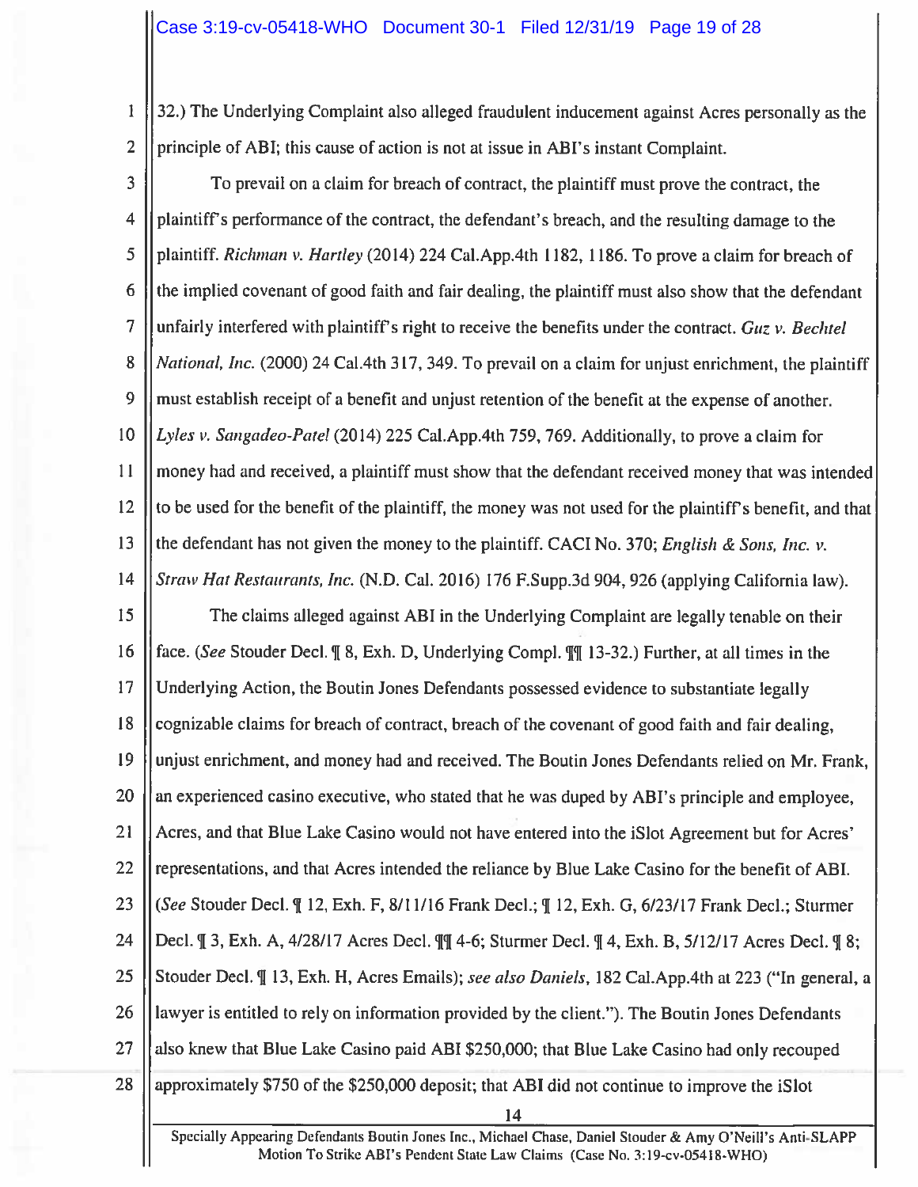32.) The Underlying Complaint also alleged fraudulent inducement against Acres personally as the principle of ABI; this cause of action is not at issue in ABI's instant Complaint.

To prevail on a claim for breach of contract, the plaintiff must prove the contract, the plaintiff's performance of the contract, the defendant's breach, and the resulting damage to the plaintiff. *Richman v. Hartley* (2014) 224 Cal.App.4th 1182, 1186. To prove a claim for breach of the implied covenant of good faith and fair dealing, the plaintiff must also show that the defendant unfairly interfered with plaintiff's right to receive the benefits under the contract. *Guz v. Bechtel National, Inc.* (2000) 24 Cal.4th 317, 349. To prevail on a claim for unjust enrichment, the plaintiff must establish receipt of a benefit and unjust retention of the benefit at the expense of another. *Lyles v. Sangadeo-Patel* (2014) 225 Cal.App.4th 759, 769. Additionally, to prove a claim for money had and received, a plaintiff must show that the defendant received money that was intended to be used for the benefit of the plaintiff, the money was not used for the plaintiff's benefit, and that the defendant has not given the money to the plaintiff. CACI No. 370; *English & Sons, Inc. v. Straw Hat Restaurants, Inc.* (N.D. Cal. 2016) 176 F.Supp.3d 904, 926 (applying California law).

The claims alleged against ABI in the Underlying Complaint are legally tenable on their face. (*See* Stouder Decl. ¶ 8, Exh. D, Underlying Compl. ¶¶ 13-32.) Further, at all times in the Underlying Action, the Boutin Jones Defendants possessed evidence to substantiate legally cognizable claims for breach of contract, breach of the covenant of good faith and fair dealing, unjust enrichment, and money had and received. The Boutin Jones Defendants relied on Mr. Frank, an experienced casino executive, who stated that he was duped by ABI's principle and employee, Acres, and that Blue Lake Casino would not have entered into the iSlot Agreement but for Acres' representations, and that Acres intended the reliance by Blue Lake Casino for the benefit of ABI. (*See* Stouder Decl. ¶ 12, Exh. F, 8/11/16 Frank Decl.; ¶ 12, Exh. G, 6/23/17 Frank Decl.; Sturmer Decl. ¶ 3, Exh. A, 4/28/17 Acres Decl. ¶¶ 4-6; Sturmer Decl. ¶ 4, Exh. B, 5/12/17 Acres Decl. ¶ 8; Stouder Decl. ¶ 13, Exh. H, Acres Emails); *see also Daniels*, 182 Cal.App.4th at 223 ("In general, a lawyer is entitled to rely on information provided by the client."). The Boutin Jones Defendants also knew that Blue Lake Casino paid ABI $250,000; that Blue Lake Casino had only recouped approximately $750 of the $250,000 deposit; that ABI did not continue to improve the iSlot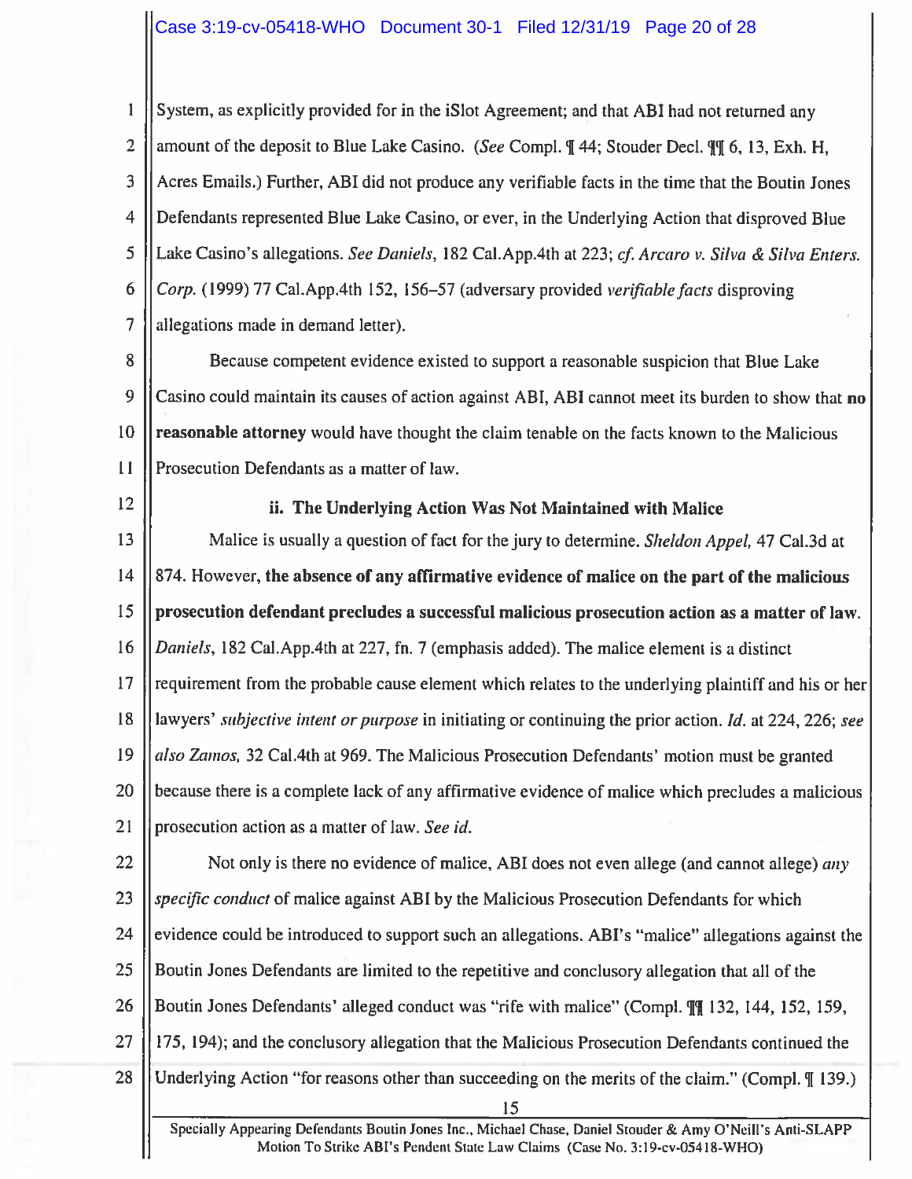System, as explicitly provided for in the iSlot Agreement; and that ABI had not returned any amount of the deposit to Blue Lake Casino. (*See* Compl. ¶ 44; Stouder Decl. ¶¶ 6, 13, Exh. H, Acres Emails.) Further, ABI did not produce any verifiable facts in the time that the Boutin Jones Defendants represented Blue Lake Casino, or ever, in the Underlying Action that disproved Blue Lake Casino's allegations. *See Daniels*, 182 Cal.App.4th at 223; *cf. Arcaro v. Silva & Silva Enters. Corp.* (1999) 77 Cal.App.4th 152, 156–57 (adversary provided *verifiable facts* disproving allegations made in demand letter).

Because competent evidence existed to support a reasonable suspicion that Blue Lake Casino could maintain its causes of action against ABI, ABI cannot meet its burden to show that **no reasonable attorney** would have thought the claim tenable on the facts known to the Malicious Prosecution Defendants as a matter of law.

### ii. The Underlying Action Was Not Maintained with Malice

Malice is usually a question of fact for the jury to determine. *Sheldon Appel,* 47 Cal.3d at 874. However, **the absence of any affirmative evidence of malice on the part of the malicious prosecution defendant precludes a successful malicious prosecution action as a matter of law.** *Daniels*, 182 Cal.App.4th at 227, fn. 7 (emphasis added). The malice element is a distinct requirement from the probable cause element which relates to the underlying plaintiff and his or her lawyers' *subjective intent or purpose* in initiating or continuing the prior action. *Id.* at 224, 226; *see also Zamos,* 32 Cal.4th at 969. The Malicious Prosecution Defendants' motion must be granted because there is a complete lack of any affirmative evidence of malice which precludes a malicious prosecution action as a matter of law. *See id.*

Not only is there no evidence of malice, ABI does not even allege (and cannot allege) *any specific conduct* of malice against ABI by the Malicious Prosecution Defendants for which evidence could be introduced to support such an allegations. ABI's "malice" allegations against the Boutin Jones Defendants are limited to the repetitive and conclusory allegation that all of the Boutin Jones Defendants' alleged conduct was "rife with malice" (Compl. ¶¶ 132, 144, 152, 159, 175, 194); and the conclusory allegation that the Malicious Prosecution Defendants continued the Underlying Action "for reasons other than succeeding on the merits of the claim." (Compl. ¶ 139.)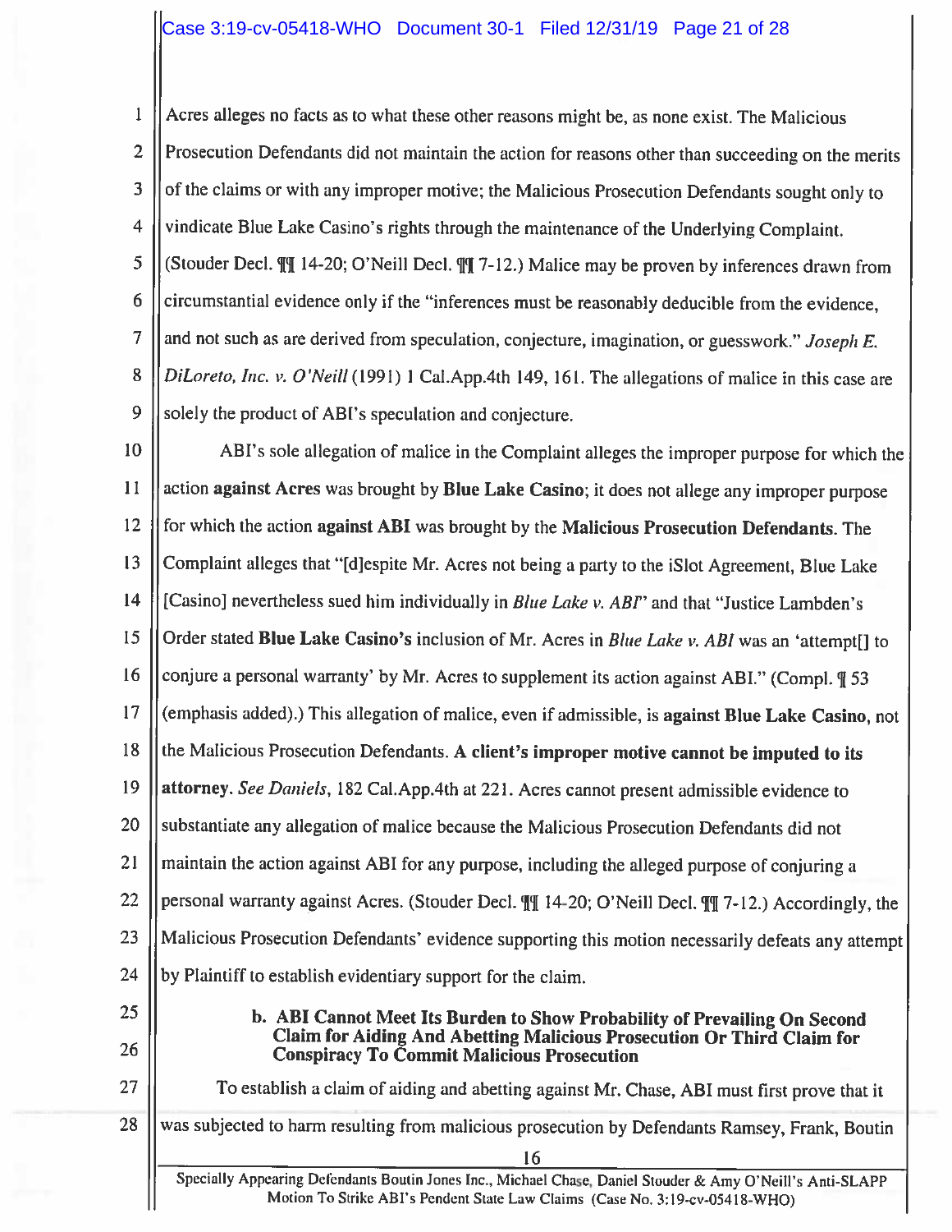Acres alleges no facts as to what these other reasons might be, as none exist. The Malicious Prosecution Defendants did not maintain the action for reasons other than succeeding on the merits of the claims or with any improper motive; the Malicious Prosecution Defendants sought only to vindicate Blue Lake Casino's rights through the maintenance of the Underlying Complaint. (Stouder Decl. ¶¶ 14-20; O'Neill Decl. ¶¶ 7-12.) Malice may be proven by inferences drawn from circumstantial evidence only if the "inferences must be reasonably deducible from the evidence, and not such as are derived from speculation, conjecture, imagination, or guesswork." *Joseph E. DiLoreto, Inc. v. O'Neill* (1991) 1 Cal.App.4th 149, 161. The allegations of malice in this case are solely the product of ABI's speculation and conjecture.

ABI's sole allegation of malice in the Complaint alleges the improper purpose for which the action **against Acres** was brought by **Blue Lake Casino**; it does not allege any improper purpose for which the action **against ABI** was brought by the **Malicious Prosecution Defendants**. The Complaint alleges that "[d]espite Mr. Acres not being a party to the iSlot Agreement, Blue Lake [Casino] nevertheless sued him individually in *Blue Lake v. ABI*" and that "Justice Lambden's Order stated **Blue Lake Casino's** inclusion of Mr. Acres in *Blue Lake v. ABI* was an 'attempt[] to conjure a personal warranty' by Mr. Acres to supplement its action against ABI." (Compl. ¶ 53 (emphasis added).) This allegation of malice, even if admissible, is **against Blue Lake Casino**, not the Malicious Prosecution Defendants. **A client's improper motive cannot be imputed to its attorney.** *See Daniels*, 182 Cal.App.4th at 221. Acres cannot present admissible evidence to substantiate any allegation of malice because the Malicious Prosecution Defendants did not maintain the action against ABI for any purpose, including the alleged purpose of conjuring a personal warranty against Acres. (Stouder Decl. ¶¶ 14-20; O'Neill Decl. ¶¶ 7-12.) Accordingly, the Malicious Prosecution Defendants' evidence supporting this motion necessarily defeats any attempt by Plaintiff to establish evidentiary support for the claim.

**b. ABI Cannot Meet Its Burden to Show Probability of Prevailing On Second Claim for Aiding And Abetting Malicious Prosecution Or Third Claim for Conspiracy To Commit Malicious Prosecution**

To establish a claim of aiding and abetting against Mr. Chase, ABI must first prove that it was subjected to harm resulting from malicious prosecution by Defendants Ramsey, Frank, Boutin

Specially Appearing Defendants Boutin Jones Inc., Michael Chase, Daniel Stouder & Amy O'Neill's Anti-SLAPP Motion To Strike ABI's Pendent State Law Claims (Case No. 3:19-cv-05418-WHO)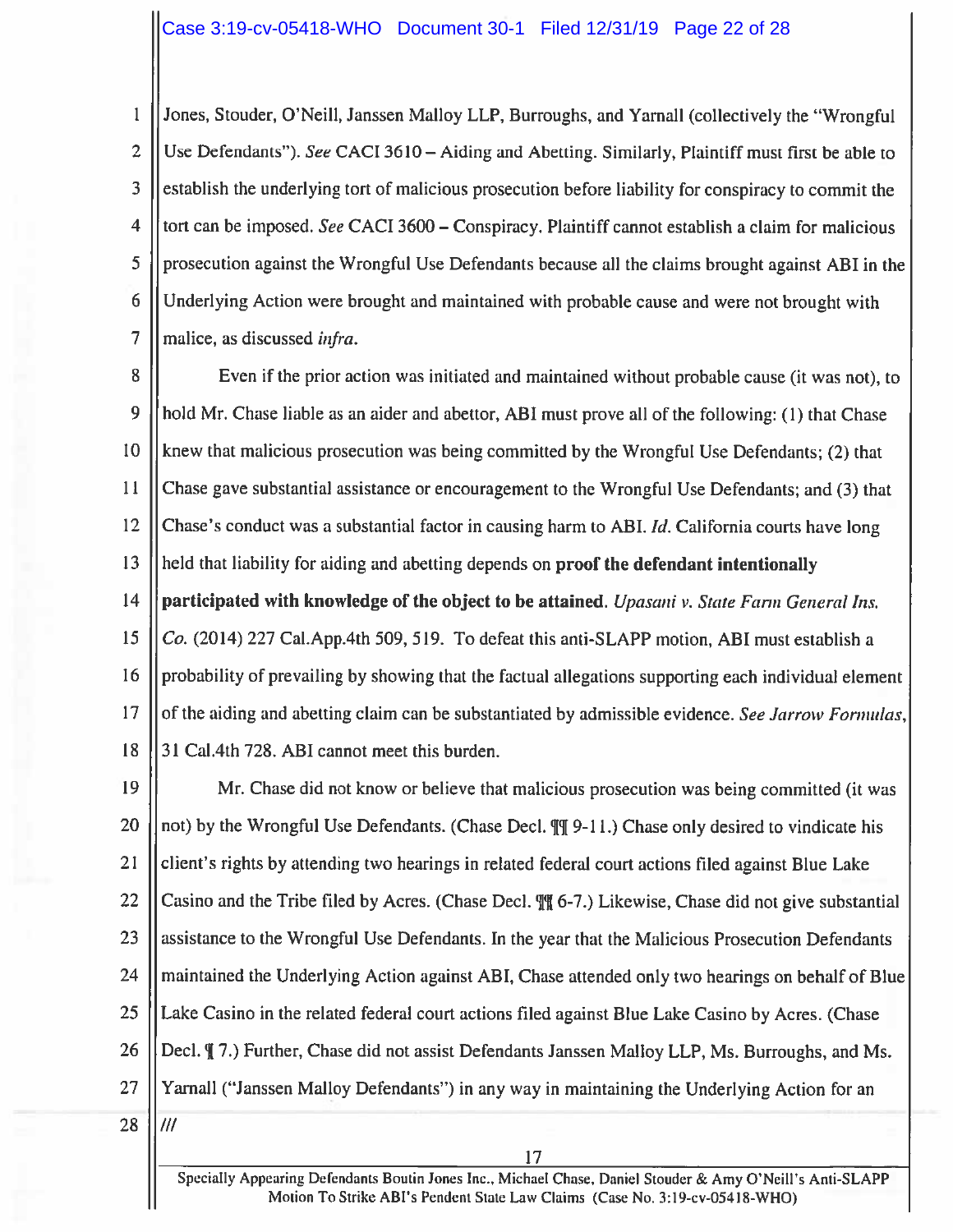Jones, Stouder, O'Neill, Janssen Malloy LLP, Burroughs, and Yarnall (collectively the "Wrongful Use Defendants"). *See* CACI 3610 – Aiding and Abetting. Similarly, Plaintiff must first be able to establish the underlying tort of malicious prosecution before liability for conspiracy to commit the tort can be imposed. *See* CACI 3600 – Conspiracy. Plaintiff cannot establish a claim for malicious prosecution against the Wrongful Use Defendants because all the claims brought against ABI in the Underlying Action were brought and maintained with probable cause and were not brought with malice, as discussed *infra*.

Even if the prior action was initiated and maintained without probable cause (it was not), to hold Mr. Chase liable as an aider and abettor, ABI must prove all of the following: (1) that Chase knew that malicious prosecution was being committed by the Wrongful Use Defendants; (2) that Chase gave substantial assistance or encouragement to the Wrongful Use Defendants; and (3) that Chase's conduct was a substantial factor in causing harm to ABI. *Id.* California courts have long held that liability for aiding and abetting depends on **proof the defendant intentionally participated with knowledge of the object to be attained.** *Upasani v. State Farm General Ins. Co.* (2014) 227 Cal.App.4th 509, 519. To defeat this anti-SLAPP motion, ABI must establish a probability of prevailing by showing that the factual allegations supporting each individual element of the aiding and abetting claim can be substantiated by admissible evidence. *See Jarrow Formulas*, 31 Cal.4th 728. ABI cannot meet this burden.

Mr. Chase did not know or believe that malicious prosecution was being committed (it was not) by the Wrongful Use Defendants. (Chase Decl. ¶¶ 9-11.) Chase only desired to vindicate his client's rights by attending two hearings in related federal court actions filed against Blue Lake Casino and the Tribe filed by Acres. (Chase Decl. ¶¶ 6-7.) Likewise, Chase did not give substantial assistance to the Wrongful Use Defendants. In the year that the Malicious Prosecution Defendants maintained the Underlying Action against ABI, Chase attended only two hearings on behalf of Blue Lake Casino in the related federal court actions filed against Blue Lake Casino by Acres. (Chase Decl. ¶ 7.) Further, Chase did not assist Defendants Janssen Malloy LLP, Ms. Burroughs, and Ms. Yarnall ("Janssen Malloy Defendants") in any way in maintaining the Underlying Action for an

///

Specially Appearing Defendants Boutin Jones Inc., Michael Chase, Daniel Stouder & Amy O'Neill's Anti-SLAPP Motion To Strike ABI's Pendent State Law Claims (Case No. 3:19-cv-05418-WHO)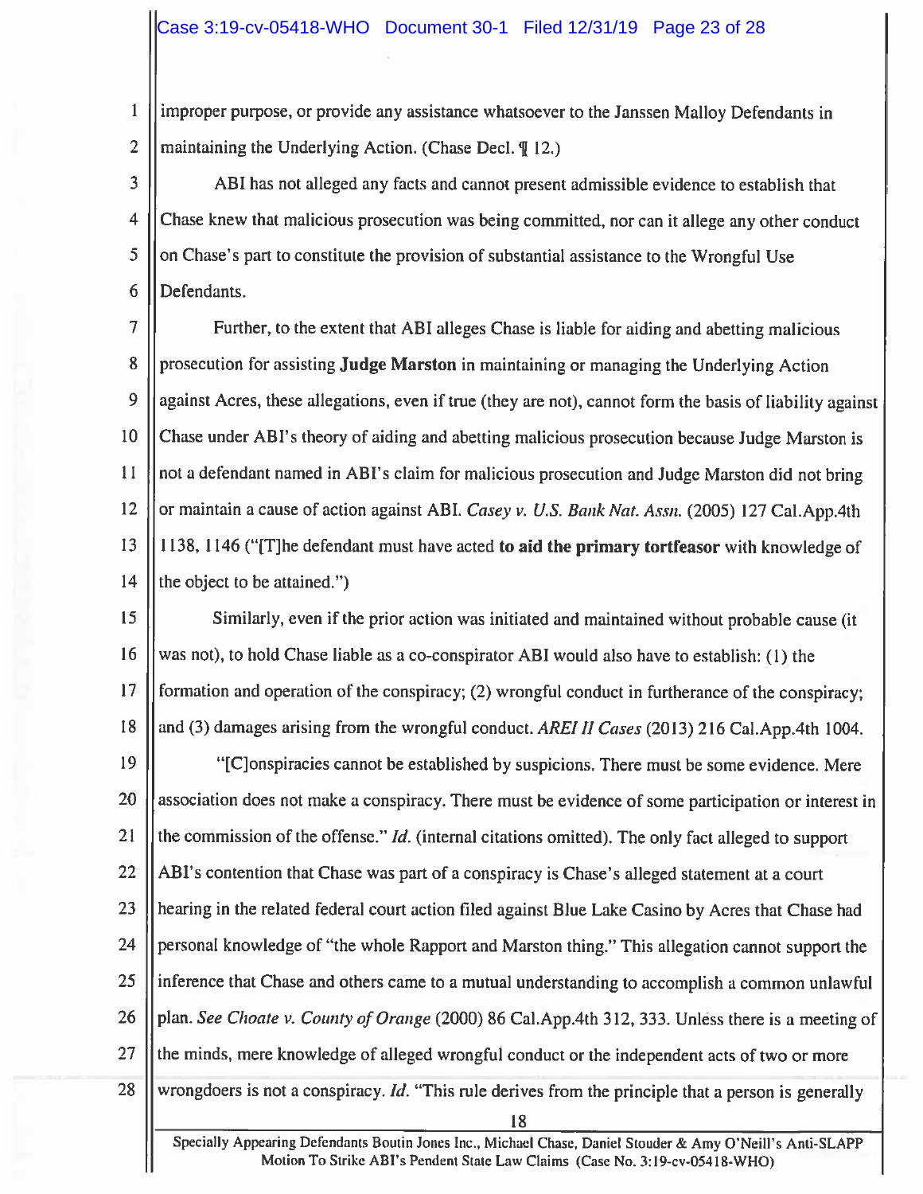improper purpose, or provide any assistance whatsoever to the Janssen Malloy Defendants in maintaining the Underlying Action. (Chase Decl. ¶ 12.)

ABI has not alleged any facts and cannot present admissible evidence to establish that Chase knew that malicious prosecution was being committed, nor can it allege any other conduct on Chase's part to constitute the provision of substantial assistance to the Wrongful Use Defendants.

Further, to the extent that ABI alleges Chase is liable for aiding and abetting malicious prosecution for assisting **Judge Marston** in maintaining or managing the Underlying Action against Acres, these allegations, even if true (they are not), cannot form the basis of liability against Chase under ABI's theory of aiding and abetting malicious prosecution because Judge Marston is not a defendant named in ABI's claim for malicious prosecution and Judge Marston did not bring or maintain a cause of action against ABI. *Casey v. U.S. Bank Nat. Assn.* (2005) 127 Cal.App.4th 1138, 1146 ("[T]he defendant must have acted **to aid the primary tortfeasor** with knowledge of the object to be attained.")

Similarly, even if the prior action was initiated and maintained without probable cause (it was not), to hold Chase liable as a co-conspirator ABI would also have to establish: (1) the formation and operation of the conspiracy; (2) wrongful conduct in furtherance of the conspiracy; and (3) damages arising from the wrongful conduct. *AREI II Cases* (2013) 216 Cal.App.4th 1004.

"[C]onspiracies cannot be established by suspicions. There must be some evidence. Mere association does not make a conspiracy. There must be evidence of some participation or interest in the commission of the offense." *Id.* (internal citations omitted). The only fact alleged to support ABI's contention that Chase was part of a conspiracy is Chase's alleged statement at a court hearing in the related federal court action filed against Blue Lake Casino by Acres that Chase had personal knowledge of "the whole Rapport and Marston thing." This allegation cannot support the inference that Chase and others came to a mutual understanding to accomplish a common unlawful plan. *See Choate v. County of Orange* (2000) 86 Cal.App.4th 312, 333. Unless there is a meeting of the minds, mere knowledge of alleged wrongful conduct or the independent acts of two or more wrongdoers is not a conspiracy. *Id.* "This rule derives from the principle that a person is generally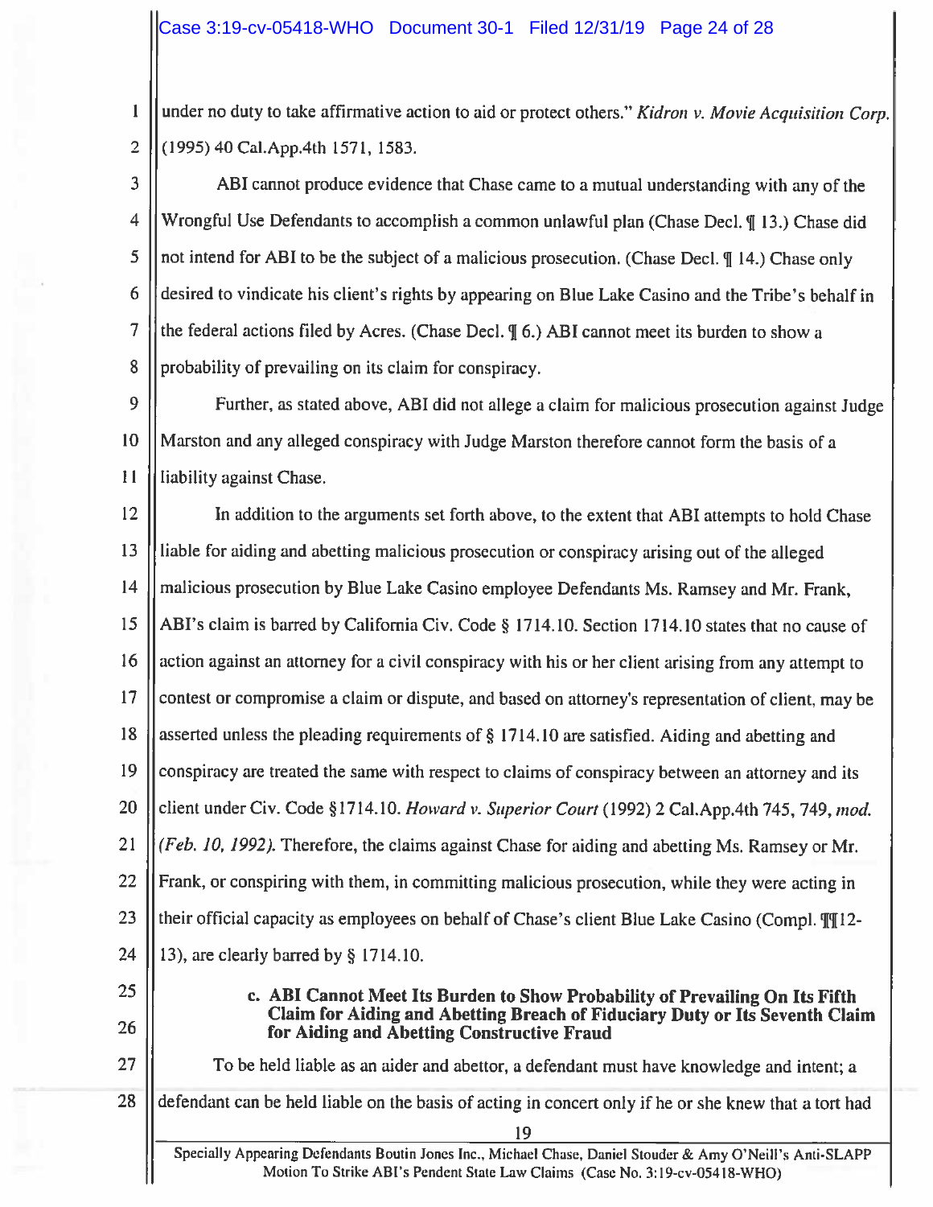under no duty to take affirmative action to aid or protect others." *Kidron v. Movie Acquisition Corp.* (1995) 40 Cal.App.4th 1571, 1583.

ABI cannot produce evidence that Chase came to a mutual understanding with any of the Wrongful Use Defendants to accomplish a common unlawful plan (Chase Decl. ¶ 13.) Chase did not intend for ABI to be the subject of a malicious prosecution. (Chase Decl. ¶ 14.) Chase only desired to vindicate his client's rights by appearing on Blue Lake Casino and the Tribe's behalf in the federal actions filed by Acres. (Chase Decl. ¶ 6.) ABI cannot meet its burden to show a probability of prevailing on its claim for conspiracy.

Further, as stated above, ABI did not allege a claim for malicious prosecution against Judge Marston and any alleged conspiracy with Judge Marston therefore cannot form the basis of a liability against Chase.

In addition to the arguments set forth above, to the extent that ABI attempts to hold Chase liable for aiding and abetting malicious prosecution or conspiracy arising out of the alleged malicious prosecution by Blue Lake Casino employee Defendants Ms. Ramsey and Mr. Frank, ABI's claim is barred by California Civ. Code § 1714.10. Section 1714.10 states that no cause of action against an attorney for a civil conspiracy with his or her client arising from any attempt to contest or compromise a claim or dispute, and based on attorney's representation of client, may be asserted unless the pleading requirements of § 1714.10 are satisfied. Aiding and abetting and conspiracy are treated the same with respect to claims of conspiracy between an attorney and its client under Civ. Code §1714.10. *Howard v. Superior Court* (1992) 2 Cal.App.4th 745, 749, *mod. (Feb. 10, 1992)*. Therefore, the claims against Chase for aiding and abetting Ms. Ramsey or Mr. Frank, or conspiring with them, in committing malicious prosecution, while they were acting in their official capacity as employees on behalf of Chase's client Blue Lake Casino (Compl. ¶¶12-13), are clearly barred by § 1714.10.

#### c. ABI Cannot Meet Its Burden to Show Probability of Prevailing On Its Fifth Claim for Aiding and Abetting Breach of Fiduciary Duty or Its Seventh Claim for Aiding and Abetting Constructive Fraud

To be held liable as an aider and abettor, a defendant must have knowledge and intent; a defendant can be held liable on the basis of acting in concert only if he or she knew that a tort had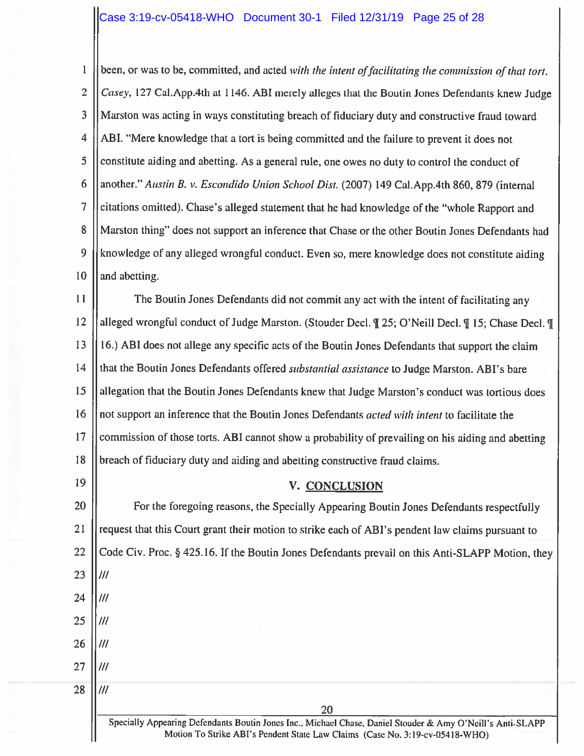been, or was to be, committed, and acted *with the intent of facilitating the commission of that tort. Casey*, 127 Cal.App.4th at 1146. ABI merely alleges that the Boutin Jones Defendants knew Judge Marston was acting in ways constituting breach of fiduciary duty and constructive fraud toward ABI. "Mere knowledge that a tort is being committed and the failure to prevent it does not constitute aiding and abetting. As a general rule, one owes no duty to control the conduct of another." *Austin B. v. Escondido Union School Dist.* (2007) 149 Cal.App.4th 860, 879 (internal citations omitted). Chase's alleged statement that he had knowledge of the "whole Rapport and Marston thing" does not support an inference that Chase or the other Boutin Jones Defendants had knowledge of any alleged wrongful conduct. Even so, mere knowledge does not constitute aiding and abetting.

The Boutin Jones Defendants did not commit any act with the intent of facilitating any alleged wrongful conduct of Judge Marston. (Stouder Decl. ¶ 25; O'Neill Decl. ¶ 15; Chase Decl. ¶ 16.) ABI does not allege any specific acts of the Boutin Jones Defendants that support the claim that the Boutin Jones Defendants offered *substantial assistance* to Judge Marston. ABI's bare allegation that the Boutin Jones Defendants knew that Judge Marston's conduct was tortious does not support an inference that the Boutin Jones Defendants *acted with intent* to facilitate the commission of those torts. ABI cannot show a probability of prevailing on his aiding and abetting breach of fiduciary duty and aiding and abetting constructive fraud claims.

## V. CONCLUSION

For the foregoing reasons, the Specially Appearing Boutin Jones Defendants respectfully request that this Court grant their motion to strike each of ABI's pendent law claims pursuant to Code Civ. Proc. § 425.16. If the Boutin Jones Defendants prevail on this Anti-SLAPP Motion, they

///

///

///

///

///

///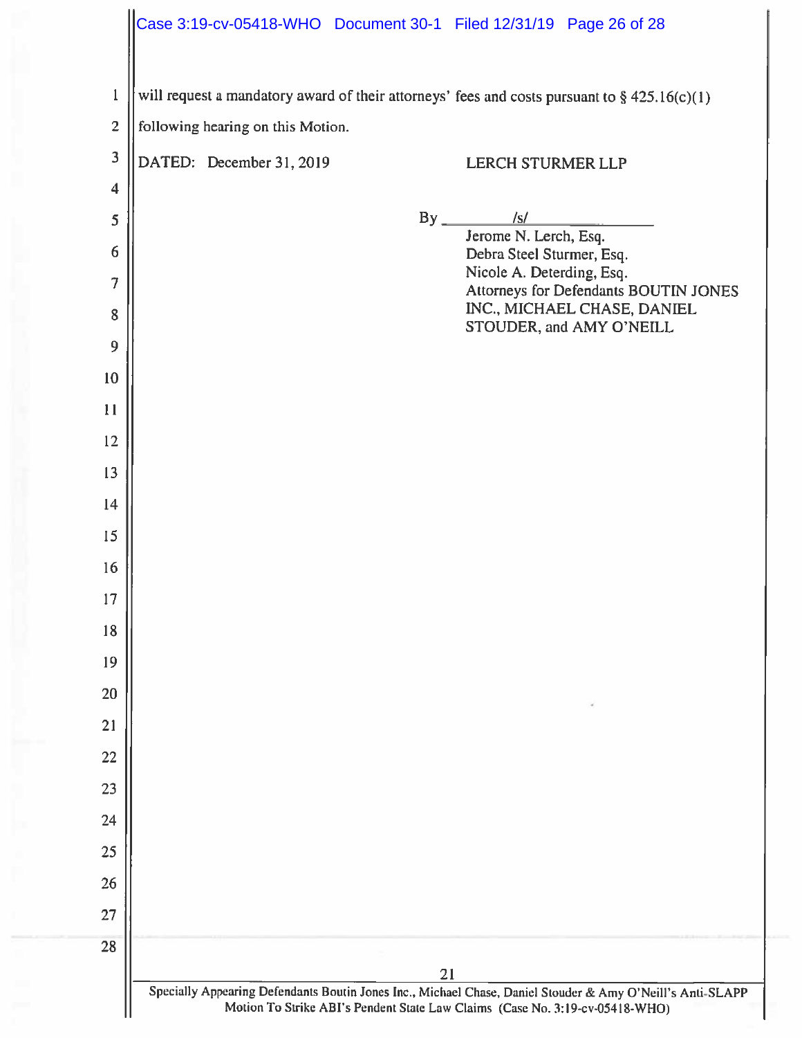will request a mandatory award of their attorneys' fees and costs pursuant to § 425.16(c)(1) following hearing on this Motion.

DATED: December 31, 2019

LERCH STURMER LLP

By /s/

Jerome N. Lerch, Esq.
Debra Steel Sturmer, Esq.
Nicole A. Deterding, Esq.
Attorneys for Defendants BOUTIN JONES INC., MICHAEL CHASE, DANIEL STOUDER, and AMY O'NEILL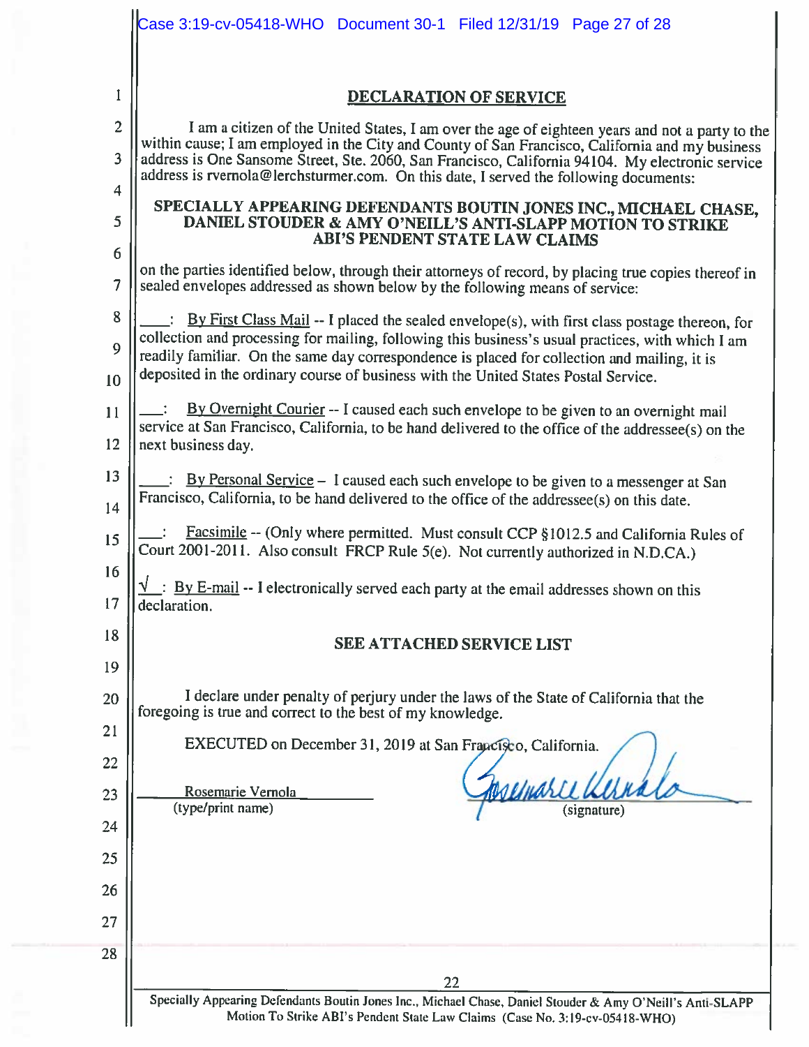## DECLARATION OF SERVICE

I am a citizen of the United States, I am over the age of eighteen years and not a party to the within cause; I am employed in the City and County of San Francisco, California and my business address is One Sansome Street, Ste. 2060, San Francisco, California 94104. My electronic service address is rvernola@lerchsturmer.com. On this date, I served the following documents:

**SPECIALLY APPEARING DEFENDANTS BOUTIN JONES INC., MICHAEL CHASE, DANIEL STOUDER & AMY O'NEILL'S ANTI-SLAPP MOTION TO STRIKE ABI'S PENDENT STATE LAW CLAIMS**

on the parties identified below, through their attorneys of record, by placing true copies thereof in sealed envelopes addressed as shown below by the following means of service:

____: By First Class Mail -- I placed the sealed envelope(s), with first class postage thereon, for collection and processing for mailing, following this business's usual practices, with which I am readily familiar. On the same day correspondence is placed for collection and mailing, it is deposited in the ordinary course of business with the United States Postal Service.

___: By Overnight Courier -- I caused each such envelope to be given to an overnight mail service at San Francisco, California, to be hand delivered to the office of the addressee(s) on the next business day.

____: By Personal Service – I caused each such envelope to be given to a messenger at San Francisco, California, to be hand delivered to the office of the addressee(s) on this date.

___: Facsimile -- (Only where permitted. Must consult CCP §1012.5 and California Rules of Court 2001-2011. Also consult FRCP Rule 5(e). Not currently authorized in N.D.CA.)

√ : By E-mail -- I electronically served each party at the email addresses shown on this declaration.

**SEE ATTACHED SERVICE LIST**

I declare under penalty of perjury under the laws of the State of California that the foregoing is true and correct to the best of my knowledge.

EXECUTED on December 31, 2019 at San Francisco, California.

Rosemarie Vernola (type/print name)

(signature)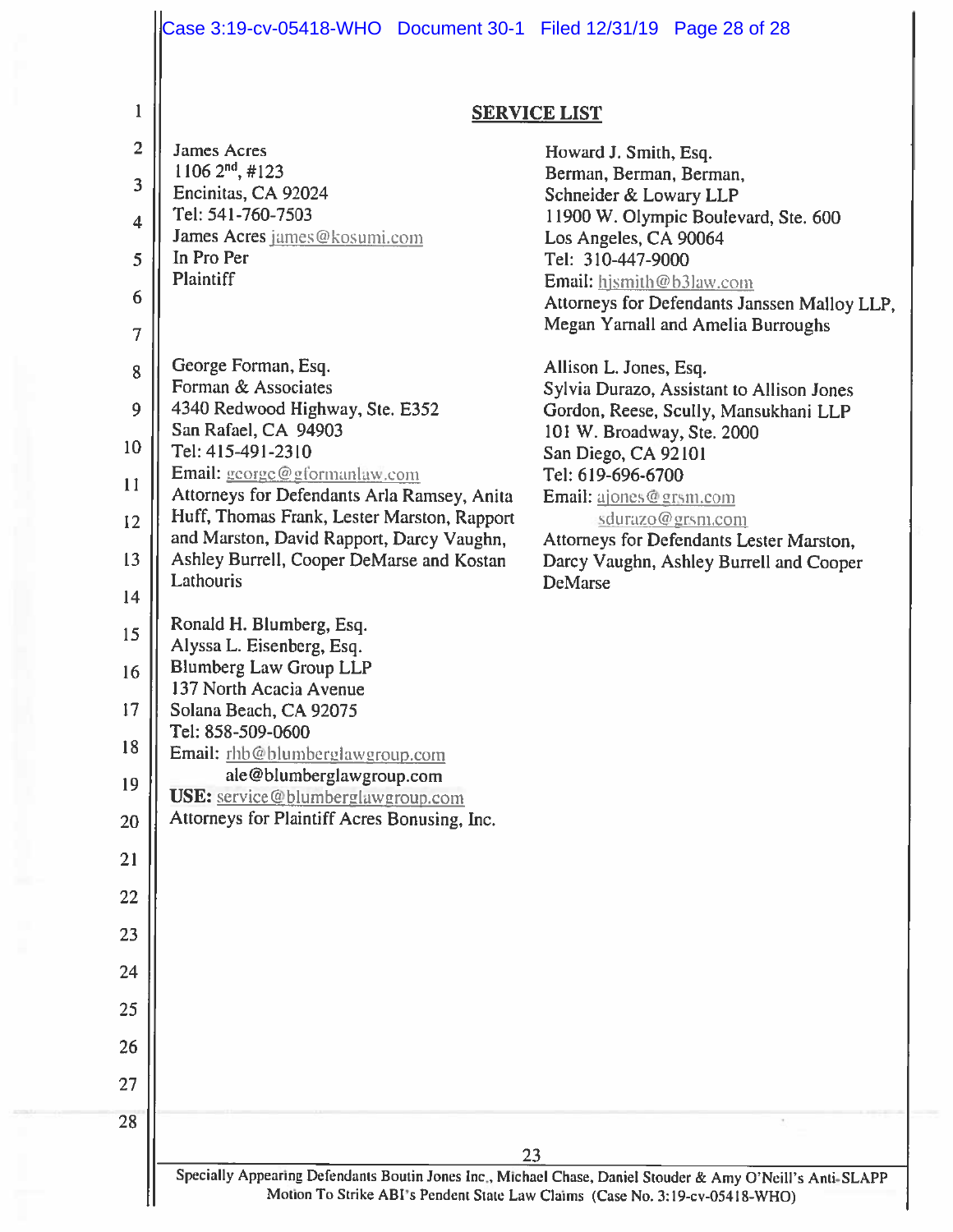## SERVICE LIST

James Acres
1106 2nd, #123
Encinitas, CA 92024
Tel: 541-760-7503
James Acres james@kosumi.com
In Pro Per
Plaintiff

Howard J. Smith, Esq.
Berman, Berman, Berman,
Schneider & Lowary LLP
11900 W. Olympic Boulevard, Ste. 600
Los Angeles, CA 90064
Tel: 310-447-9000
Email: hjsmith@b3law.com
Attorneys for Defendants Janssen Malloy LLP, Megan Yarnall and Amelia Burroughs

George Forman, Esq.
Forman & Associates
4340 Redwood Highway, Ste. E352
San Rafael, CA 94903
Tel: 415-491-2310
Email: george@gformanlaw.com
Attorneys for Defendants Arla Ramsey, Anita Huff, Thomas Frank, Lester Marston, Rapport and Marston, David Rapport, Darcy Vaughn, Ashley Burrell, Cooper DeMarse and Kostan Lathouris

Allison L. Jones, Esq.
Sylvia Durazo, Assistant to Allison Jones
Gordon, Reese, Scully, Mansukhani LLP
101 W. Broadway, Ste. 2000
San Diego, CA 92101
Tel: 619-696-6700
Email: ajones@grsm.com
sdurazo@grsm.com
Attorneys for Defendants Lester Marston, Darcy Vaughn, Ashley Burrell and Cooper DeMarse

Ronald H. Blumberg, Esq.
Alyssa L. Eisenberg, Esq.
Blumberg Law Group LLP
137 North Acacia Avenue
Solana Beach, CA 92075
Tel: 858-509-0600
Email: rhb@blumberglawgroup.com
ale@blumberglawgroup.com
**USE:** service@blumberglawgroup.com
Attorneys for Plaintiff Acres Bonusing, Inc.

Specially Appearing Defendants Boutin Jones Inc., Michael Chase, Daniel Stouder & Amy O'Neill's Anti-SLAPP Motion To Strike ABI's Pendent State Law Claims (Case No. 3:19-cv-05418-WHO)